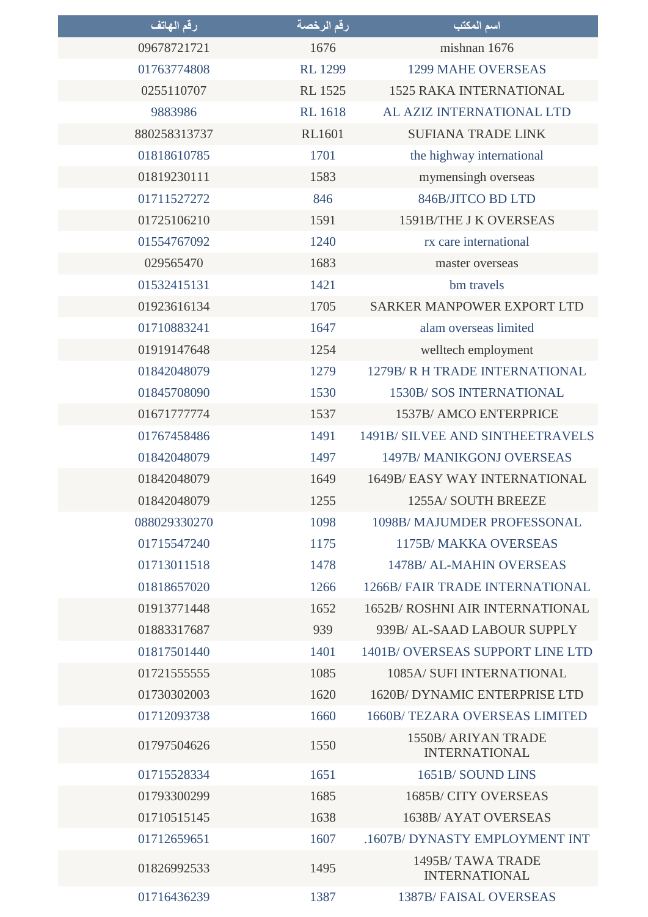| رقم الهاتف | رقم الرخصة | اسم المكتب |
|---|---|---|
| 09678721721 | 1676 | mishnan 1676 |
| 01763774808 | RL 1299 | 1299 MAHE OVERSEAS |
| 0255110707 | RL 1525 | 1525 RAKA INTERNATIONAL |
| 9883986 | RL 1618 | AL AZIZ INTERNATIONAL LTD |
| 880258313737 | RL1601 | SUFIANA TRADE LINK |
| 01818610785 | 1701 | the highway international |
| 01819230111 | 1583 | mymensingh overseas |
| 01711527272 | 846 | 846B/JITCO BD LTD |
| 01725106210 | 1591 | 1591B/THE J K OVERSEAS |
| 01554767092 | 1240 | rx care international |
| 029565470 | 1683 | master overseas |
| 01532415131 | 1421 | bm travels |
| 01923616134 | 1705 | SARKER MANPOWER EXPORT LTD |
| 01710883241 | 1647 | alam overseas limited |
| 01919147648 | 1254 | welltech employment |
| 01842048079 | 1279 | 1279B/ R H TRADE INTERNATIONAL |
| 01845708090 | 1530 | 1530B/ SOS INTERNATIONAL |
| 01671777774 | 1537 | 1537B/ AMCO ENTERPRICE |
| 01767458486 | 1491 | 1491B/ SILVEE AND SINTHEETRAVELS |
| 01842048079 | 1497 | 1497B/ MANIKGONJ OVERSEAS |
| 01842048079 | 1649 | 1649B/ EASY WAY INTERNATIONAL |
| 01842048079 | 1255 | 1255A/ SOUTH BREEZE |
| 088029330270 | 1098 | 1098B/ MAJUMDER PROFESSONAL |
| 01715547240 | 1175 | 1175B/ MAKKA OVERSEAS |
| 01713011518 | 1478 | 1478B/ AL-MAHIN OVERSEAS |
| 01818657020 | 1266 | 1266B/ FAIR TRADE INTERNATIONAL |
| 01913771448 | 1652 | 1652B/ ROSHNI AIR INTERNATIONAL |
| 01883317687 | 939 | 939B/ AL-SAAD LABOUR SUPPLY |
| 01817501440 | 1401 | 1401B/ OVERSEAS SUPPORT LINE LTD |
| 01721555555 | 1085 | 1085A/ SUFI INTERNATIONAL |
| 01730302003 | 1620 | 1620B/ DYNAMIC ENTERPRISE LTD |
| 01712093738 | 1660 | 1660B/ TEZARA OVERSEAS LIMITED |
| 01797504626 | 1550 | 1550B/ ARIYAN TRADE INTERNATIONAL |
| 01715528334 | 1651 | 1651B/ SOUND LINS |
| 01793300299 | 1685 | 1685B/ CITY OVERSEAS |
| 01710515145 | 1638 | 1638B/ AYAT OVERSEAS |
| 01712659651 | 1607 | .1607B/ DYNASTY EMPLOYMENT INT |
| 01826992533 | 1495 | 1495B/ TAWA TRADE INTERNATIONAL |
| 01716436239 | 1387 | 1387B/ FAISAL OVERSEAS |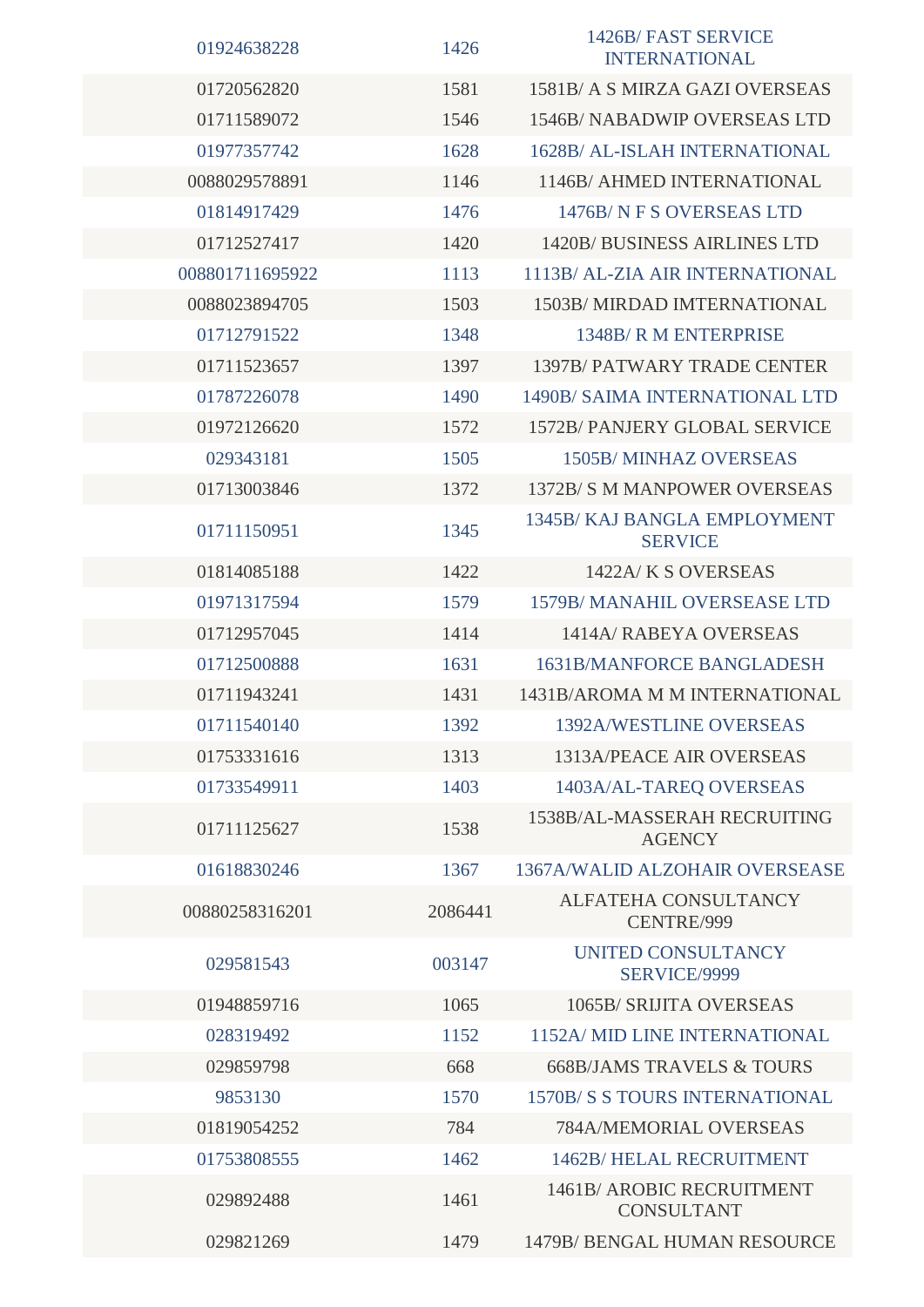| | | |
|---|---|---|
| 01924638228 | 1426 | 1426B/ FAST SERVICE INTERNATIONAL |
| 01720562820 | 1581 | 1581B/ A S MIRZA GAZI OVERSEAS |
| 01711589072 | 1546 | 1546B/ NABADWIP OVERSEAS LTD |
| 01977357742 | 1628 | 1628B/ AL-ISLAH INTERNATIONAL |
| 0088029578891 | 1146 | 1146B/ AHMED INTERNATIONAL |
| 01814917429 | 1476 | 1476B/ N F S OVERSEAS LTD |
| 01712527417 | 1420 | 1420B/ BUSINESS AIRLINES LTD |
| 008801711695922 | 1113 | 1113B/ AL-ZIA AIR INTERNATIONAL |
| 0088023894705 | 1503 | 1503B/ MIRDAD IMTERNATIONAL |
| 01712791522 | 1348 | 1348B/ R M ENTERPRISE |
| 01711523657 | 1397 | 1397B/ PATWARY TRADE CENTER |
| 01787226078 | 1490 | 1490B/ SAIMA INTERNATIONAL LTD |
| 01972126620 | 1572 | 1572B/ PANJERY GLOBAL SERVICE |
| 029343181 | 1505 | 1505B/ MINHAZ OVERSEAS |
| 01713003846 | 1372 | 1372B/ S M MANPOWER OVERSEAS |
| 01711150951 | 1345 | 1345B/ KAJ BANGLA EMPLOYMENT SERVICE |
| 01814085188 | 1422 | 1422A/ K S OVERSEAS |
| 01971317594 | 1579 | 1579B/ MANAHIL OVERSEASE LTD |
| 01712957045 | 1414 | 1414A/ RABEYA OVERSEAS |
| 01712500888 | 1631 | 1631B/MANFORCE BANGLADESH |
| 01711943241 | 1431 | 1431B/AROMA M M INTERNATIONAL |
| 01711540140 | 1392 | 1392A/WESTLINE OVERSEAS |
| 01753331616 | 1313 | 1313A/PEACE AIR OVERSEAS |
| 01733549911 | 1403 | 1403A/AL-TAREQ OVERSEAS |
| 01711125627 | 1538 | 1538B/AL-MASSERAH RECRUITING AGENCY |
| 01618830246 | 1367 | 1367A/WALID ALZOHAIR OVERSEASE |
| 00880258316201 | 2086441 | ALFATEHA CONSULTANCY CENTRE/999 |
| 029581543 | 003147 | UNITED CONSULTANCY SERVICE/9999 |
| 01948859716 | 1065 | 1065B/ SRIJITA OVERSEAS |
| 028319492 | 1152 | 1152A/ MID LINE INTERNATIONAL |
| 029859798 | 668 | 668B/JAMS TRAVELS & TOURS |
| 9853130 | 1570 | 1570B/ S S TOURS INTERNATIONAL |
| 01819054252 | 784 | 784A/MEMORIAL OVERSEAS |
| 01753808555 | 1462 | 1462B/ HELAL RECRUITMENT |
| 029892488 | 1461 | 1461B/ AROBIC RECRUITMENT CONSULTANT |
| 029821269 | 1479 | 1479B/ BENGAL HUMAN RESOURCE |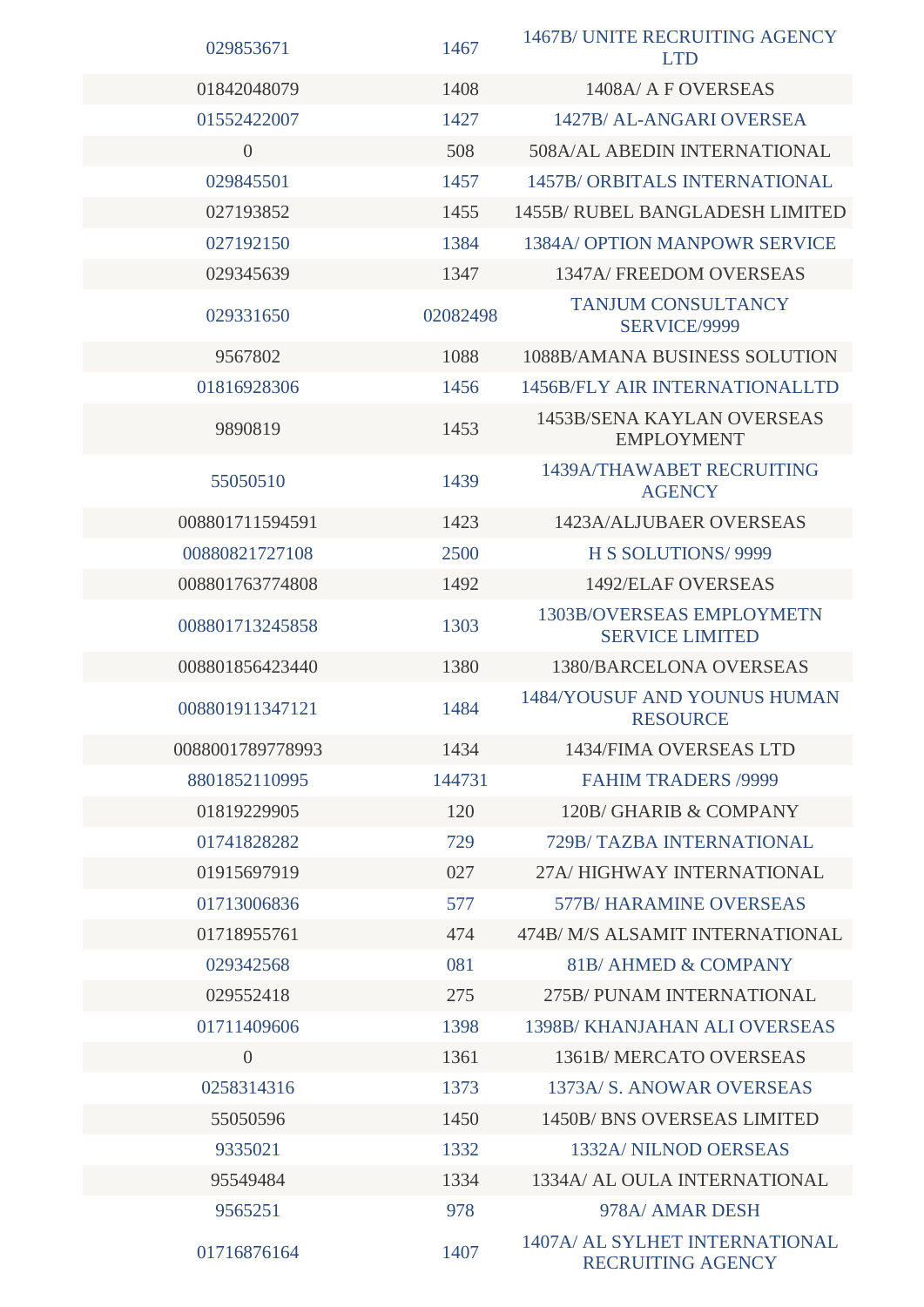| | | |
|---|---|---|
| 029853671 | 1467 | 1467B/ UNITE RECRUITING AGENCY LTD |
| 01842048079 | 1408 | 1408A/ A F OVERSEAS |
| 01552422007 | 1427 | 1427B/ AL-ANGARI OVERSEA |
| 0 | 508 | 508A/AL ABEDIN INTERNATIONAL |
| 029845501 | 1457 | 1457B/ ORBITALS INTERNATIONAL |
| 027193852 | 1455 | 1455B/ RUBEL BANGLADESH LIMITED |
| 027192150 | 1384 | 1384A/ OPTION MANPOWR SERVICE |
| 029345639 | 1347 | 1347A/ FREEDOM OVERSEAS |
| 029331650 | 02082498 | TANJUM CONSULTANCY SERVICE/9999 |
| 9567802 | 1088 | 1088B/AMANA BUSINESS SOLUTION |
| 01816928306 | 1456 | 1456B/FLY AIR INTERNATIONALLTD |
| 9890819 | 1453 | 1453B/SENA KAYLAN OVERSEAS EMPLOYMENT |
| 55050510 | 1439 | 1439A/THAWABET RECRUITING AGENCY |
| 008801711594591 | 1423 | 1423A/ALJUBAER OVERSEAS |
| 00880821727108 | 2500 | H S SOLUTIONS/ 9999 |
| 008801763774808 | 1492 | 1492/ELAF OVERSEAS |
| 008801713245858 | 1303 | 1303B/OVERSEAS EMPLOYMETN SERVICE LIMITED |
| 008801856423440 | 1380 | 1380/BARCELONA OVERSEAS |
| 008801911347121 | 1484 | 1484/YOUSUF AND YOUNUS HUMAN RESOURCE |
| 0088001789778993 | 1434 | 1434/FIMA OVERSEAS LTD |
| 8801852110995 | 144731 | FAHIM TRADERS /9999 |
| 01819229905 | 120 | 120B/ GHARIB & COMPANY |
| 01741828282 | 729 | 729B/ TAZBA INTERNATIONAL |
| 01915697919 | 027 | 27A/ HIGHWAY INTERNATIONAL |
| 01713006836 | 577 | 577B/ HARAMINE OVERSEAS |
| 01718955761 | 474 | 474B/ M/S ALSAMIT INTERNATIONAL |
| 029342568 | 081 | 81B/ AHMED & COMPANY |
| 029552418 | 275 | 275B/ PUNAM INTERNATIONAL |
| 01711409606 | 1398 | 1398B/ KHANJAHAN ALI OVERSEAS |
| 0 | 1361 | 1361B/ MERCATO OVERSEAS |
| 0258314316 | 1373 | 1373A/ S. ANOWAR OVERSEAS |
| 55050596 | 1450 | 1450B/ BNS OVERSEAS LIMITED |
| 9335021 | 1332 | 1332A/ NILNOD OERSEAS |
| 95549484 | 1334 | 1334A/ AL OULA INTERNATIONAL |
| 9565251 | 978 | 978A/ AMAR DESH |
| 01716876164 | 1407 | 1407A/ AL SYLHET INTERNATIONAL RECRUITING AGENCY |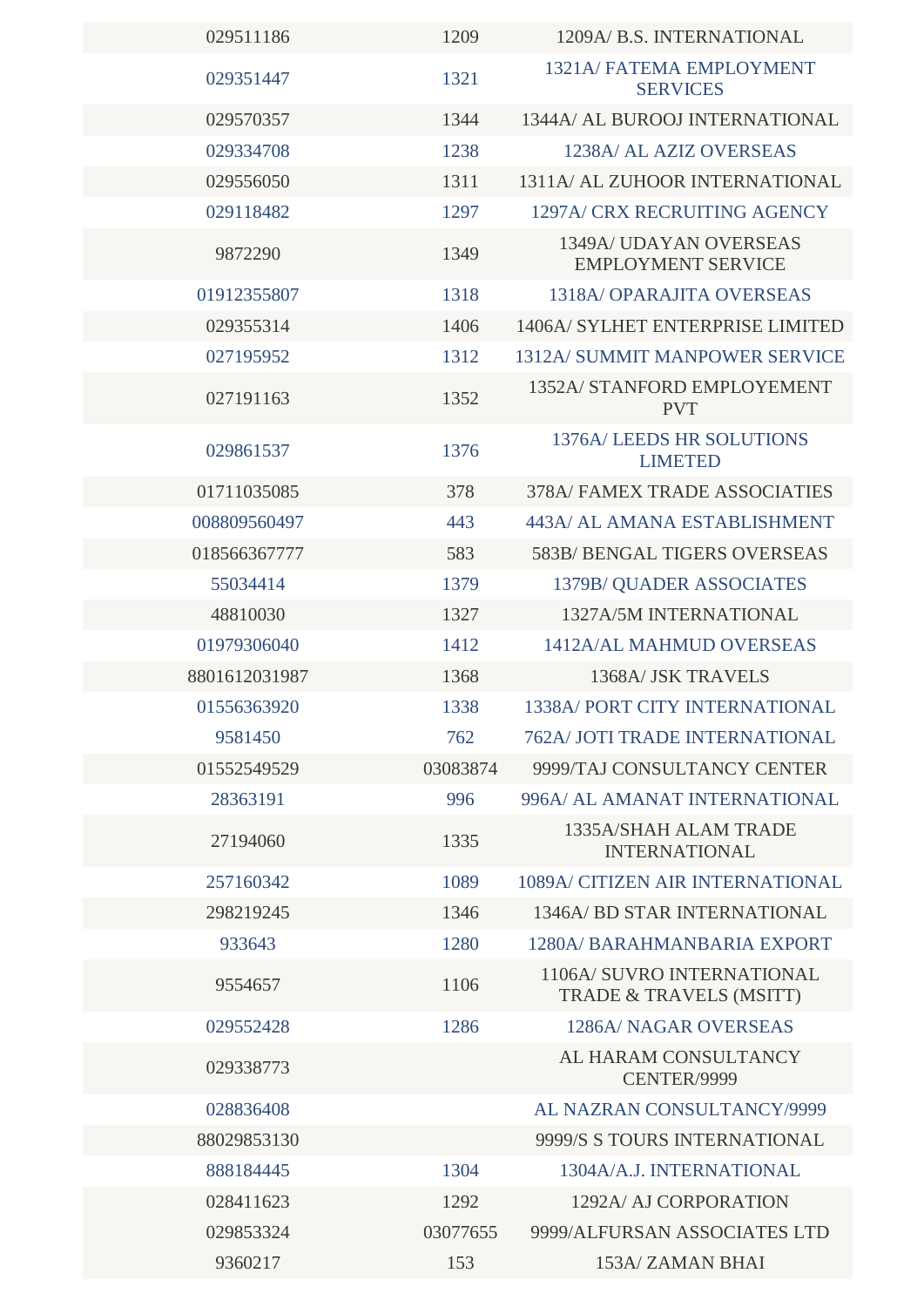| | | |
|---|---|---|
| 029511186 | 1209 | 1209A/ B.S. INTERNATIONAL |
| 029351447 | 1321 | 1321A/ FATEMA EMPLOYMENT SERVICES |
| 029570357 | 1344 | 1344A/ AL BUROOJ INTERNATIONAL |
| 029334708 | 1238 | 1238A/ AL AZIZ OVERSEAS |
| 029556050 | 1311 | 1311A/ AL ZUHOOR INTERNATIONAL |
| 029118482 | 1297 | 1297A/ CRX RECRUITING AGENCY |
| 9872290 | 1349 | 1349A/ UDAYAN OVERSEAS EMPLOYMENT SERVICE |
| 01912355807 | 1318 | 1318A/ OPARAJITA OVERSEAS |
| 029355314 | 1406 | 1406A/ SYLHET ENTERPRISE LIMITED |
| 027195952 | 1312 | 1312A/ SUMMIT MANPOWER SERVICE |
| 027191163 | 1352 | 1352A/ STANFORD EMPLOYEMENT PVT |
| 029861537 | 1376 | 1376A/ LEEDS HR SOLUTIONS LIMETED |
| 01711035085 | 378 | 378A/ FAMEX TRADE ASSOCIATIES |
| 008809560497 | 443 | 443A/ AL AMANA ESTABLISHMENT |
| 018566367777 | 583 | 583B/ BENGAL TIGERS OVERSEAS |
| 55034414 | 1379 | 1379B/ QUADER ASSOCIATES |
| 48810030 | 1327 | 1327A/5M INTERNATIONAL |
| 01979306040 | 1412 | 1412A/AL MAHMUD OVERSEAS |
| 8801612031987 | 1368 | 1368A/ JSK TRAVELS |
| 01556363920 | 1338 | 1338A/ PORT CITY INTERNATIONAL |
| 9581450 | 762 | 762A/ JOTI TRADE INTERNATIONAL |
| 01552549529 | 03083874 | 9999/TAJ CONSULTANCY CENTER |
| 28363191 | 996 | 996A/ AL AMANAT INTERNATIONAL |
| 27194060 | 1335 | 1335A/SHAH ALAM TRADE INTERNATIONAL |
| 257160342 | 1089 | 1089A/ CITIZEN AIR INTERNATIONAL |
| 298219245 | 1346 | 1346A/ BD STAR INTERNATIONAL |
| 933643 | 1280 | 1280A/ BARAHMANBARIA EXPORT |
| 9554657 | 1106 | 1106A/ SUVRO INTERNATIONAL TRADE & TRAVELS (MSITT) |
| 029552428 | 1286 | 1286A/ NAGAR OVERSEAS |
| 029338773 | | AL HARAM CONSULTANCY CENTER/9999 |
| 028836408 | | AL NAZRAN CONSULTANCY/9999 |
| 88029853130 | | 9999/S S TOURS INTERNATIONAL |
| 888184445 | 1304 | 1304A/A.J. INTERNATIONAL |
| 028411623 | 1292 | 1292A/ AJ CORPORATION |
| 029853324 | 03077655 | 9999/ALFURSAN ASSOCIATES LTD |
| 9360217 | 153 | 153A/ ZAMAN BHAI |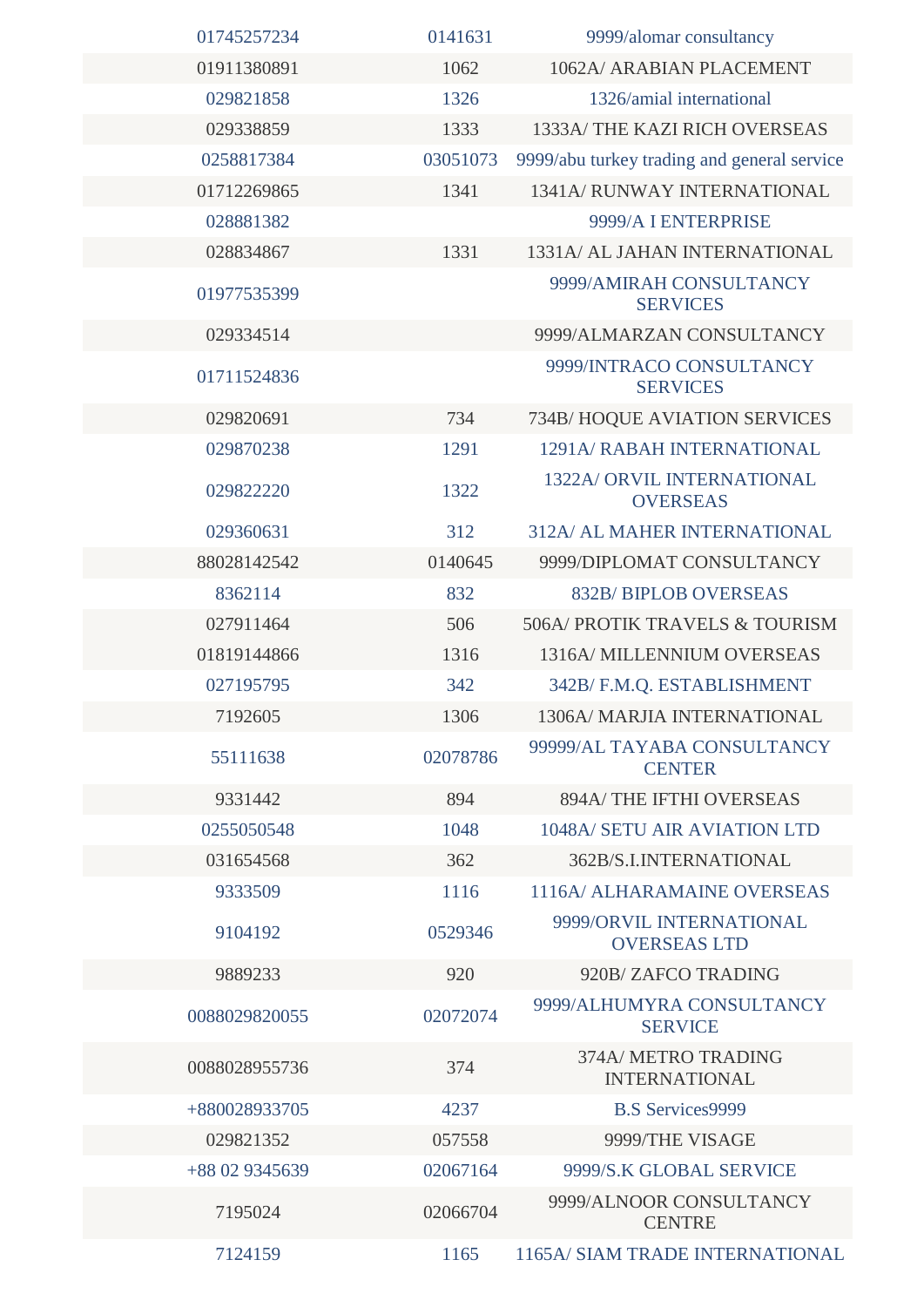| | | |
|---|---|---|
| 01745257234 | 0141631 | 9999/alomar consultancy |
| 01911380891 | 1062 | 1062A/ ARABIAN PLACEMENT |
| 029821858 | 1326 | 1326/amial international |
| 029338859 | 1333 | 1333A/ THE KAZI RICH OVERSEAS |
| 0258817384 | 03051073 | 9999/abu turkey trading and general service |
| 01712269865 | 1341 | 1341A/ RUNWAY INTERNATIONAL |
| 028881382 | | 9999/A I ENTERPRISE |
| 028834867 | 1331 | 1331A/ AL JAHAN INTERNATIONAL |
| 01977535399 | | 9999/AMIRAH CONSULTANCY SERVICES |
| 029334514 | | 9999/ALMARZAN CONSULTANCY |
| 01711524836 | | 9999/INTRACO CONSULTANCY SERVICES |
| 029820691 | 734 | 734B/ HOQUE AVIATION SERVICES |
| 029870238 | 1291 | 1291A/ RABAH INTERNATIONAL |
| 029822220 | 1322 | 1322A/ ORVIL INTERNATIONAL OVERSEAS |
| 029360631 | 312 | 312A/ AL MAHER INTERNATIONAL |
| 88028142542 | 0140645 | 9999/DIPLOMAT CONSULTANCY |
| 8362114 | 832 | 832B/ BIPLOB OVERSEAS |
| 027911464 | 506 | 506A/ PROTIK TRAVELS & TOURISM |
| 01819144866 | 1316 | 1316A/ MILLENNIUM OVERSEAS |
| 027195795 | 342 | 342B/ F.M.Q. ESTABLISHMENT |
| 7192605 | 1306 | 1306A/ MARJIA INTERNATIONAL |
| 55111638 | 02078786 | 99999/AL TAYABA CONSULTANCY CENTER |
| 9331442 | 894 | 894A/ THE IFTHI OVERSEAS |
| 0255050548 | 1048 | 1048A/ SETU AIR AVIATION LTD |
| 031654568 | 362 | 362B/S.I.INTERNATIONAL |
| 9333509 | 1116 | 1116A/ ALHARAMAINE OVERSEAS |
| 9104192 | 0529346 | 9999/ORVIL INTERNATIONAL OVERSEAS LTD |
| 9889233 | 920 | 920B/ ZAFCO TRADING |
| 0088029820055 | 02072074 | 9999/ALHUMYRA CONSULTANCY SERVICE |
| 0088028955736 | 374 | 374A/ METRO TRADING INTERNATIONAL |
| +880028933705 | 4237 | B.S Services9999 |
| 029821352 | 057558 | 9999/THE VISAGE |
| +88 02 9345639 | 02067164 | 9999/S.K GLOBAL SERVICE |
| 7195024 | 02066704 | 9999/ALNOOR CONSULTANCY CENTRE |
| 7124159 | 1165 | 1165A/ SIAM TRADE INTERNATIONAL |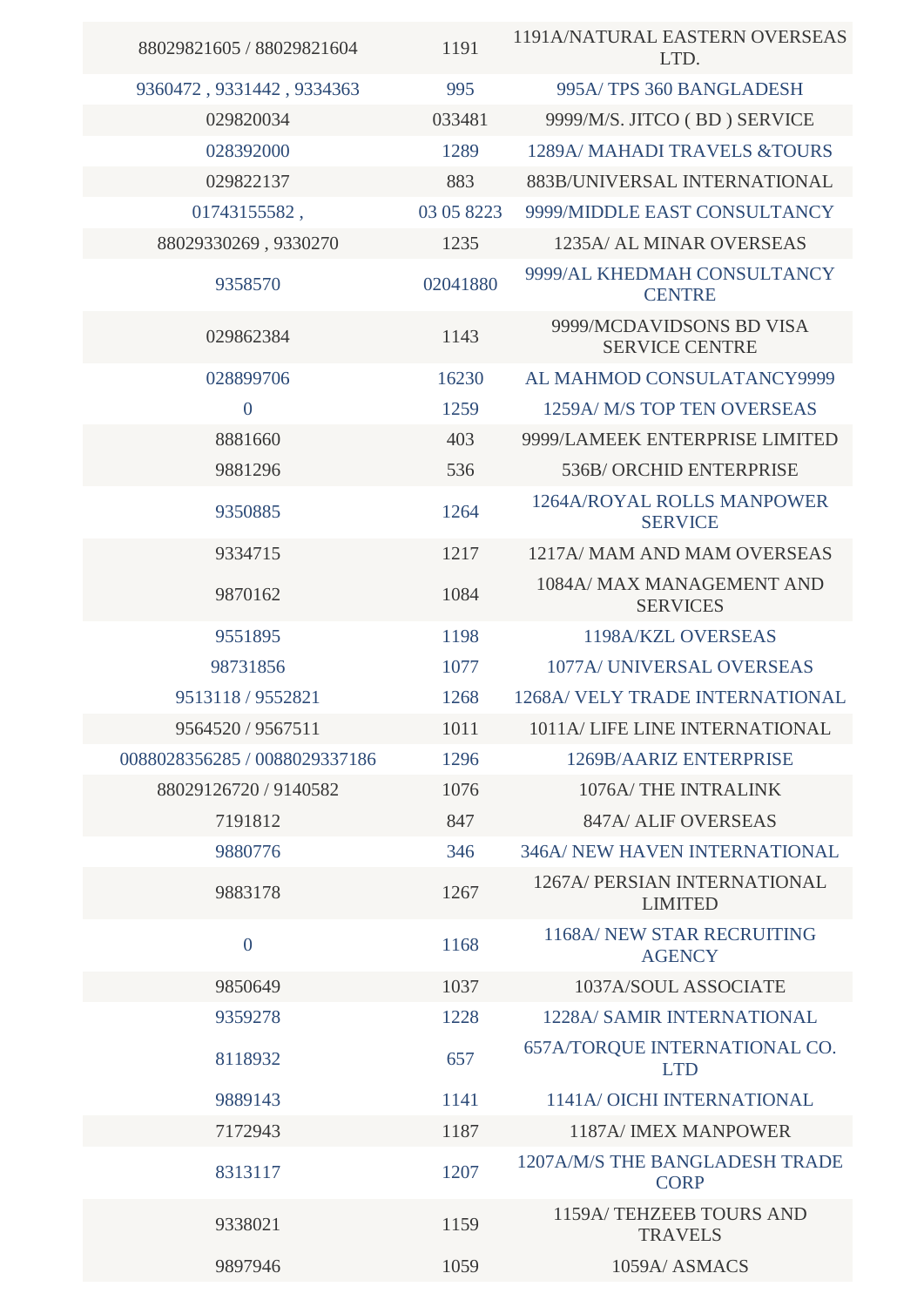| | | |
|---|---|---|
| 88029821605 / 88029821604 | 1191 | 1191A/NATURAL EASTERN OVERSEAS LTD. |
| 9360472 , 9331442 , 9334363 | 995 | 995A/ TPS 360 BANGLADESH |
| 029820034 | 033481 | 9999/M/S. JITCO ( BD ) SERVICE |
| 028392000 | 1289 | 1289A/ MAHADI TRAVELS &TOURS |
| 029822137 | 883 | 883B/UNIVERSAL INTERNATIONAL |
| 01743155582 , | 03 05 8223 | 9999/MIDDLE EAST CONSULTANCY |
| 88029330269 , 9330270 | 1235 | 1235A/ AL MINAR OVERSEAS |
| 9358570 | 02041880 | 9999/AL KHEDMAH CONSULTANCY CENTRE |
| 029862384 | 1143 | 9999/MCDAVIDSONS BD VISA SERVICE CENTRE |
| 028899706 | 16230 | AL MAHMOD CONSULATANCY9999 |
| 0 | 1259 | 1259A/ M/S TOP TEN OVERSEAS |
| 8881660 | 403 | 9999/LAMEEK ENTERPRISE LIMITED |
| 9881296 | 536 | 536B/ ORCHID ENTERPRISE |
| 9350885 | 1264 | 1264A/ROYAL ROLLS MANPOWER SERVICE |
| 9334715 | 1217 | 1217A/ MAM AND MAM OVERSEAS |
| 9870162 | 1084 | 1084A/ MAX MANAGEMENT AND SERVICES |
| 9551895 | 1198 | 1198A/KZL OVERSEAS |
| 98731856 | 1077 | 1077A/ UNIVERSAL OVERSEAS |
| 9513118 / 9552821 | 1268 | 1268A/ VELY TRADE INTERNATIONAL |
| 9564520 / 9567511 | 1011 | 1011A/ LIFE LINE INTERNATIONAL |
| 0088028356285 / 0088029337186 | 1296 | 1269B/AARIZ ENTERPRISE |
| 88029126720 / 9140582 | 1076 | 1076A/ THE INTRALINK |
| 7191812 | 847 | 847A/ ALIF OVERSEAS |
| 9880776 | 346 | 346A/ NEW HAVEN INTERNATIONAL |
| 9883178 | 1267 | 1267A/ PERSIAN INTERNATIONAL LIMITED |
| 0 | 1168 | 1168A/ NEW STAR RECRUITING AGENCY |
| 9850649 | 1037 | 1037A/SOUL ASSOCIATE |
| 9359278 | 1228 | 1228A/ SAMIR INTERNATIONAL |
| 8118932 | 657 | 657A/TORQUE INTERNATIONAL CO. LTD |
| 9889143 | 1141 | 1141A/ OICHI INTERNATIONAL |
| 7172943 | 1187 | 1187A/ IMEX MANPOWER |
| 8313117 | 1207 | 1207A/M/S THE BANGLADESH TRADE CORP |
| 9338021 | 1159 | 1159A/ TEHZEEB TOURS AND TRAVELS |
| 9897946 | 1059 | 1059A/ ASMACS |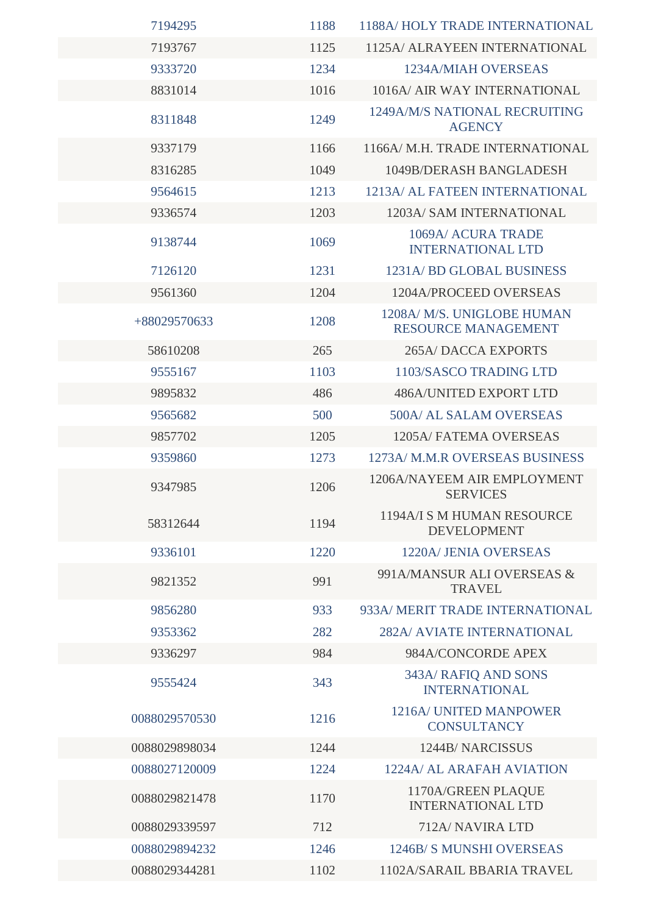| | | |
|---|---|---|
| 7194295 | 1188 | 1188A/ HOLY TRADE INTERNATIONAL |
| 7193767 | 1125 | 1125A/ ALRAYEEN INTERNATIONAL |
| 9333720 | 1234 | 1234A/MIAH OVERSEAS |
| 8831014 | 1016 | 1016A/ AIR WAY INTERNATIONAL |
| 8311848 | 1249 | 1249A/M/S NATIONAL RECRUITING AGENCY |
| 9337179 | 1166 | 1166A/ M.H. TRADE INTERNATIONAL |
| 8316285 | 1049 | 1049B/DERASH BANGLADESH |
| 9564615 | 1213 | 1213A/ AL FATEEN INTERNATIONAL |
| 9336574 | 1203 | 1203A/ SAM INTERNATIONAL |
| 9138744 | 1069 | 1069A/ ACURA TRADE INTERNATIONAL LTD |
| 7126120 | 1231 | 1231A/ BD GLOBAL BUSINESS |
| 9561360 | 1204 | 1204A/PROCEED OVERSEAS |
| +88029570633 | 1208 | 1208A/ M/S. UNIGLOBE HUMAN RESOURCE MANAGEMENT |
| 58610208 | 265 | 265A/ DACCA EXPORTS |
| 9555167 | 1103 | 1103/SASCO TRADING LTD |
| 9895832 | 486 | 486A/UNITED EXPORT LTD |
| 9565682 | 500 | 500A/ AL SALAM OVERSEAS |
| 9857702 | 1205 | 1205A/ FATEMA OVERSEAS |
| 9359860 | 1273 | 1273A/ M.M.R OVERSEAS BUSINESS |
| 9347985 | 1206 | 1206A/NAYEEM AIR EMPLOYMENT SERVICES |
| 58312644 | 1194 | 1194A/I S M HUMAN RESOURCE DEVELOPMENT |
| 9336101 | 1220 | 1220A/ JENIA OVERSEAS |
| 9821352 | 991 | 991A/MANSUR ALI OVERSEAS & TRAVEL |
| 9856280 | 933 | 933A/ MERIT TRADE INTERNATIONAL |
| 9353362 | 282 | 282A/ AVIATE INTERNATIONAL |
| 9336297 | 984 | 984A/CONCORDE APEX |
| 9555424 | 343 | 343A/ RAFIQ AND SONS INTERNATIONAL |
| 0088029570530 | 1216 | 1216A/ UNITED MANPOWER CONSULTANCY |
| 0088029898034 | 1244 | 1244B/ NARCISSUS |
| 0088027120009 | 1224 | 1224A/ AL ARAFAH AVIATION |
| 0088029821478 | 1170 | 1170A/GREEN PLAQUE INTERNATIONAL LTD |
| 0088029339597 | 712 | 712A/ NAVIRA LTD |
| 0088029894232 | 1246 | 1246B/ S MUNSHI OVERSEAS |
| 0088029344281 | 1102 | 1102A/SARAIL BBARIA TRAVEL |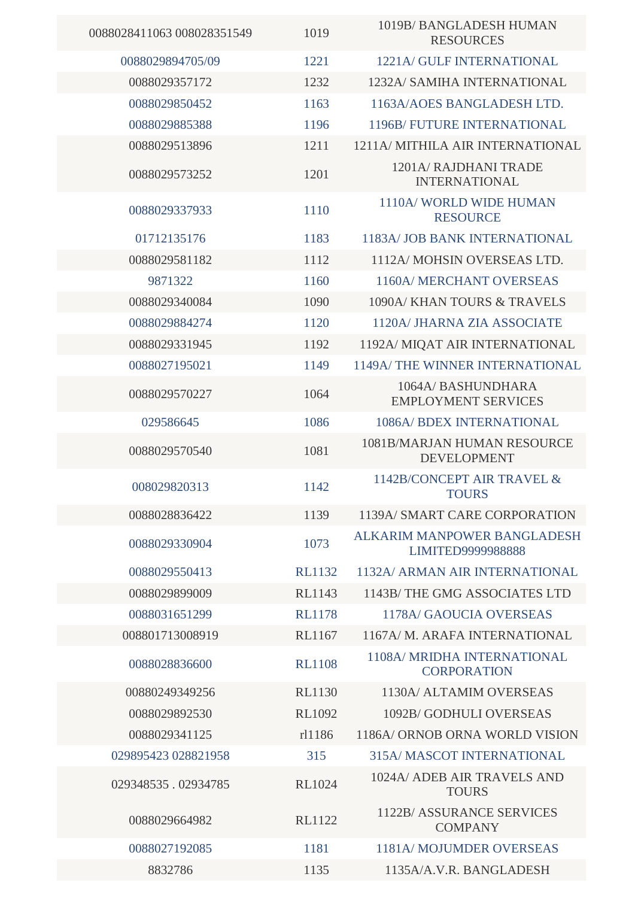| | | |
|---|---|---|
| 0088028411063 008028351549 | 1019 | 1019B/ BANGLADESH HUMAN RESOURCES |
| 0088029894705/09 | 1221 | 1221A/ GULF INTERNATIONAL |
| 0088029357172 | 1232 | 1232A/ SAMIHA INTERNATIONAL |
| 0088029850452 | 1163 | 1163A/AOES BANGLADESH LTD. |
| 0088029885388 | 1196 | 1196B/ FUTURE INTERNATIONAL |
| 0088029513896 | 1211 | 1211A/ MITHILA AIR INTERNATIONAL |
| 0088029573252 | 1201 | 1201A/ RAJDHANI TRADE INTERNATIONAL |
| 0088029337933 | 1110 | 1110A/ WORLD WIDE HUMAN RESOURCE |
| 01712135176 | 1183 | 1183A/ JOB BANK INTERNATIONAL |
| 0088029581182 | 1112 | 1112A/ MOHSIN OVERSEAS LTD. |
| 9871322 | 1160 | 1160A/ MERCHANT OVERSEAS |
| 0088029340084 | 1090 | 1090A/ KHAN TOURS & TRAVELS |
| 0088029884274 | 1120 | 1120A/ JHARNA ZIA ASSOCIATE |
| 0088029331945 | 1192 | 1192A/ MIQAT AIR INTERNATIONAL |
| 0088027195021 | 1149 | 1149A/ THE WINNER INTERNATIONAL |
| 0088029570227 | 1064 | 1064A/ BASHUNDHARA EMPLOYMENT SERVICES |
| 029586645 | 1086 | 1086A/ BDEX INTERNATIONAL |
| 0088029570540 | 1081 | 1081B/MARJAN HUMAN RESOURCE DEVELOPMENT |
| 008029820313 | 1142 | 1142B/CONCEPT AIR TRAVEL & TOURS |
| 0088028836422 | 1139 | 1139A/ SMART CARE CORPORATION |
| 0088029330904 | 1073 | ALKARIM MANPOWER BANGLADESH LIMITED9999988888 |
| 0088029550413 | RL1132 | 1132A/ ARMAN AIR INTERNATIONAL |
| 0088029899009 | RL1143 | 1143B/ THE GMG ASSOCIATES LTD |
| 0088031651299 | RL1178 | 1178A/ GAOUCIA OVERSEAS |
| 008801713008919 | RL1167 | 1167A/ M. ARAFA INTERNATIONAL |
| 0088028836600 | RL1108 | 1108A/ MRIDHA INTERNATIONAL CORPORATION |
| 00880249349256 | RL1130 | 1130A/ ALTAMIM OVERSEAS |
| 0088029892530 | RL1092 | 1092B/ GODHULI OVERSEAS |
| 0088029341125 | rl1186 | 1186A/ ORNOB ORNA WORLD VISION |
| 029895423 028821958 | 315 | 315A/ MASCOT INTERNATIONAL |
| 029348535 . 02934785 | RL1024 | 1024A/ ADEB AIR TRAVELS AND TOURS |
| 0088029664982 | RL1122 | 1122B/ ASSURANCE SERVICES COMPANY |
| 0088027192085 | 1181 | 1181A/ MOJUMDER OVERSEAS |
| 8832786 | 1135 | 1135A/A.V.R. BANGLADESH |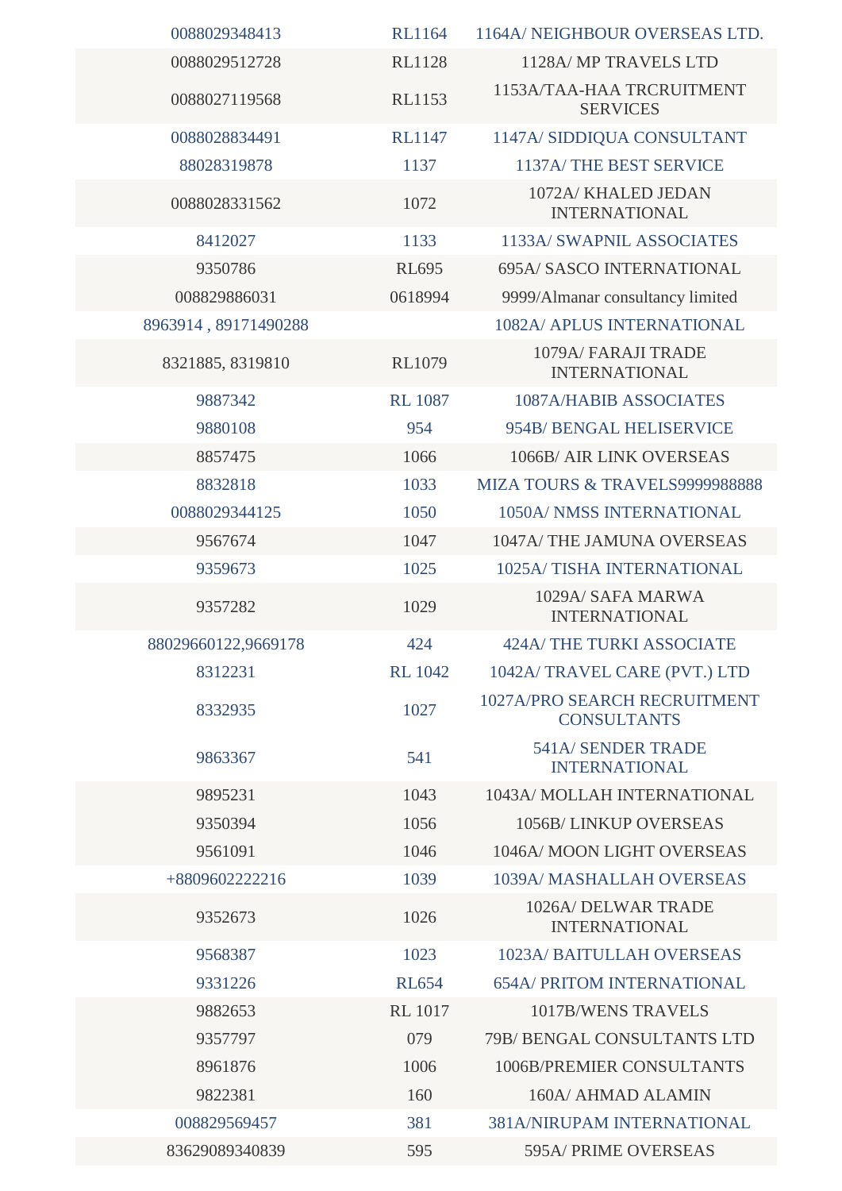| | | |
|---|---|---|
| 0088029348413 | RL1164 | 1164A/ NEIGHBOUR OVERSEAS LTD. |
| 0088029512728 | RL1128 | 1128A/ MP TRAVELS LTD |
| 0088027119568 | RL1153 | 1153A/TAA-HAA TRCRUITMENT SERVICES |
| 0088028834491 | RL1147 | 1147A/ SIDDIQUA CONSULTANT |
| 88028319878 | 1137 | 1137A/ THE BEST SERVICE |
| 0088028331562 | 1072 | 1072A/ KHALED JEDAN INTERNATIONAL |
| 8412027 | 1133 | 1133A/ SWAPNIL ASSOCIATES |
| 9350786 | RL695 | 695A/ SASCO INTERNATIONAL |
| 008829886031 | 0618994 | 9999/Almanar consultancy limited |
| 8963914 , 89171490288 | | 1082A/ APLUS INTERNATIONAL |
| 8321885, 8319810 | RL1079 | 1079A/ FARAJI TRADE INTERNATIONAL |
| 9887342 | RL 1087 | 1087A/HABIB ASSOCIATES |
| 9880108 | 954 | 954B/ BENGAL HELISERVICE |
| 8857475 | 1066 | 1066B/ AIR LINK OVERSEAS |
| 8832818 | 1033 | MIZA TOURS & TRAVELS9999988888 |
| 0088029344125 | 1050 | 1050A/ NMSS INTERNATIONAL |
| 9567674 | 1047 | 1047A/ THE JAMUNA OVERSEAS |
| 9359673 | 1025 | 1025A/ TISHA INTERNATIONAL |
| 9357282 | 1029 | 1029A/ SAFA MARWA INTERNATIONAL |
| 88029660122,9669178 | 424 | 424A/ THE TURKI ASSOCIATE |
| 8312231 | RL 1042 | 1042A/ TRAVEL CARE (PVT.) LTD |
| 8332935 | 1027 | 1027A/PRO SEARCH RECRUITMENT CONSULTANTS |
| 9863367 | 541 | 541A/ SENDER TRADE INTERNATIONAL |
| 9895231 | 1043 | 1043A/ MOLLAH INTERNATIONAL |
| 9350394 | 1056 | 1056B/ LINKUP OVERSEAS |
| 9561091 | 1046 | 1046A/ MOON LIGHT OVERSEAS |
| +8809602222216 | 1039 | 1039A/ MASHALLAH OVERSEAS |
| 9352673 | 1026 | 1026A/ DELWAR TRADE INTERNATIONAL |
| 9568387 | 1023 | 1023A/ BAITULLAH OVERSEAS |
| 9331226 | RL654 | 654A/ PRITOM INTERNATIONAL |
| 9882653 | RL 1017 | 1017B/WENS TRAVELS |
| 9357797 | 079 | 79B/ BENGAL CONSULTANTS LTD |
| 8961876 | 1006 | 1006B/PREMIER CONSULTANTS |
| 9822381 | 160 | 160A/ AHMAD ALAMIN |
| 008829569457 | 381 | 381A/NIRUPAM INTERNATIONAL |
| 83629089340839 | 595 | 595A/ PRIME OVERSEAS |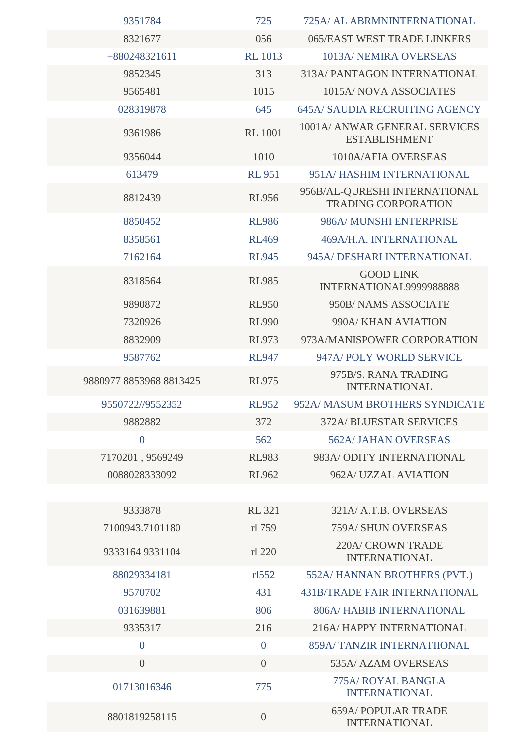| | | |
|---|---|---|
| 9351784 | 725 | 725A/ AL ABRMNINTERNATIONAL |
| 8321677 | 056 | 065/EAST WEST TRADE LINKERS |
| +880248321611 | RL 1013 | 1013A/ NEMIRA OVERSEAS |
| 9852345 | 313 | 313A/ PANTAGON INTERNATIONAL |
| 9565481 | 1015 | 1015A/ NOVA ASSOCIATES |
| 028319878 | 645 | 645A/ SAUDIA RECRUITING AGENCY |
| 9361986 | RL 1001 | 1001A/ ANWAR GENERAL SERVICES ESTABLISHMENT |
| 9356044 | 1010 | 1010A/AFIA OVERSEAS |
| 613479 | RL 951 | 951A/ HASHIM INTERNATIONAL |
| 8812439 | RL956 | 956B/AL-QURESHI INTERNATIONAL TRADING CORPORATION |
| 8850452 | RL986 | 986A/ MUNSHI ENTERPRISE |
| 8358561 | RL469 | 469A/H.A. INTERNATIONAL |
| 7162164 | RL945 | 945A/ DESHARI INTERNATIONAL |
| 8318564 | RL985 | GOOD LINK INTERNATIONAL9999988888 |
| 9890872 | RL950 | 950B/ NAMS ASSOCIATE |
| 7320926 | RL990 | 990A/ KHAN AVIATION |
| 8832909 | RL973 | 973A/MANISPOWER CORPORATION |
| 9587762 | RL947 | 947A/ POLY WORLD SERVICE |
| 9880977 8853968 8813425 | RL975 | 975B/S. RANA TRADING INTERNATIONAL |
| 9550722//9552352 | RL952 | 952A/ MASUM BROTHERS SYNDICATE |
| 9882882 | 372 | 372A/ BLUESTAR SERVICES |
| 0 | 562 | 562A/ JAHAN OVERSEAS |
| 7170201 , 9569249 | RL983 | 983A/ ODITY INTERNATIONAL |
| 0088028333092 | RL962 | 962A/ UZZAL AVIATION |
| | | |
| 9333878 | RL 321 | 321A/ A.T.B. OVERSEAS |
| 7100943.7101180 | rl 759 | 759A/ SHUN OVERSEAS |
| 9333164 9331104 | rl 220 | 220A/ CROWN TRADE INTERNATIONAL |
| 88029334181 | rl552 | 552A/ HANNAN BROTHERS (PVT.) |
| 9570702 | 431 | 431B/TRADE FAIR INTERNATIONAL |
| 031639881 | 806 | 806A/ HABIB INTERNATIONAL |
| 9335317 | 216 | 216A/ HAPPY INTERNATIONAL |
| 0 | 0 | 859A/ TANZIR INTERNATIIONAL |
| 0 | 0 | 535A/ AZAM OVERSEAS |
| 01713016346 | 775 | 775A/ ROYAL BANGLA INTERNATIONAL |
| 8801819258115 | 0 | 659A/ POPULAR TRADE INTERNATIONAL |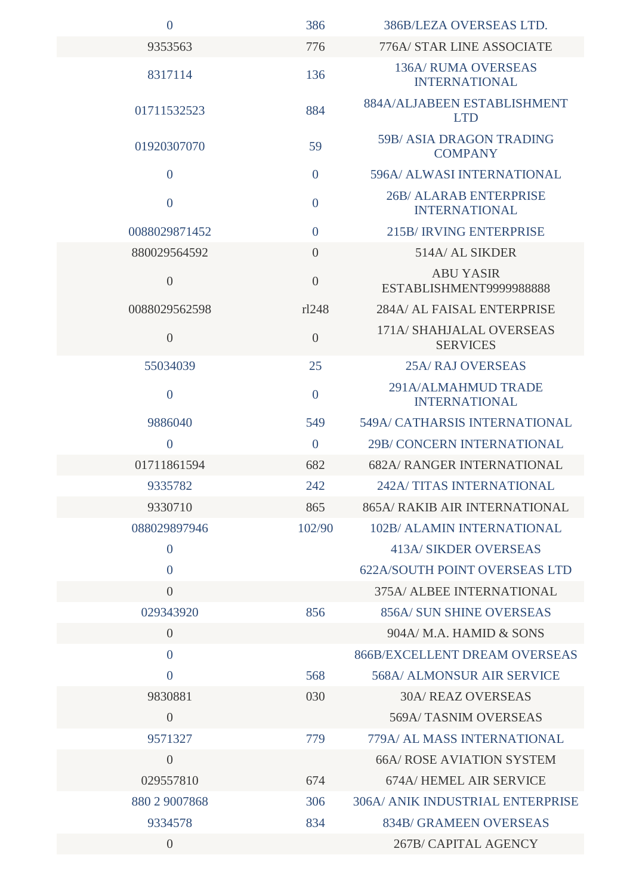| | | |
|---|---|---|
| 0 | 386 | 386B/LEZA OVERSEAS LTD. |
| 9353563 | 776 | 776A/ STAR LINE ASSOCIATE |
| 8317114 | 136 | 136A/ RUMA OVERSEAS INTERNATIONAL |
| 01711532523 | 884 | 884A/ALJABEEN ESTABLISHMENT LTD |
| 01920307070 | 59 | 59B/ ASIA DRAGON TRADING COMPANY |
| 0 | 0 | 596A/ ALWASI INTERNATIONAL |
| 0 | 0 | 26B/ ALARAB ENTERPRISE INTERNATIONAL |
| 0088029871452 | 0 | 215B/ IRVING ENTERPRISE |
| 880029564592 | 0 | 514A/ AL SIKDER |
| 0 | 0 | ABU YASIR ESTABLISHMENT9999988888 |
| 0088029562598 | rl248 | 284A/ AL FAISAL ENTERPRISE |
| 0 | 0 | 171A/ SHAHJALAL OVERSEAS SERVICES |
| 55034039 | 25 | 25A/ RAJ OVERSEAS |
| 0 | 0 | 291A/ALMAHMUD TRADE INTERNATIONAL |
| 9886040 | 549 | 549A/ CATHARSIS INTERNATIONAL |
| 0 | 0 | 29B/ CONCERN INTERNATIONAL |
| 01711861594 | 682 | 682A/ RANGER INTERNATIONAL |
| 9335782 | 242 | 242A/ TITAS INTERNATIONAL |
| 9330710 | 865 | 865A/ RAKIB AIR INTERNATIONAL |
| 088029897946 | 102/90 | 102B/ ALAMIN INTERNATIONAL |
| 0 | | 413A/ SIKDER OVERSEAS |
| 0 | | 622A/SOUTH POINT OVERSEAS LTD |
| 0 | | 375A/ ALBEE INTERNATIONAL |
| 029343920 | 856 | 856A/ SUN SHINE OVERSEAS |
| 0 | | 904A/ M.A. HAMID & SONS |
| 0 | | 866B/EXCELLENT DREAM OVERSEAS |
| 0 | 568 | 568A/ ALMONSUR AIR SERVICE |
| 9830881 | 030 | 30A/ REAZ OVERSEAS |
| 0 | | 569A/ TASNIM OVERSEAS |
| 9571327 | 779 | 779A/ AL MASS INTERNATIONAL |
| 0 | | 66A/ ROSE AVIATION SYSTEM |
| 029557810 | 674 | 674A/ HEMEL AIR SERVICE |
| 880 2 9007868 | 306 | 306A/ ANIK INDUSTRIAL ENTERPRISE |
| 9334578 | 834 | 834B/ GRAMEEN OVERSEAS |
| 0 | | 267B/ CAPITAL AGENCY |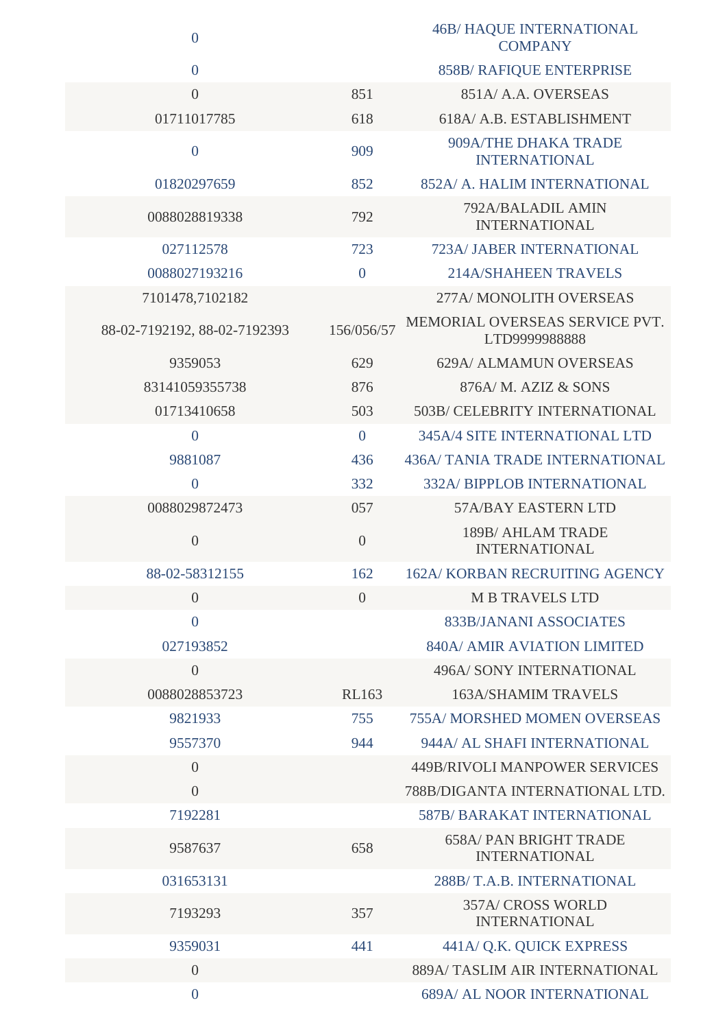| | | |
|---|---|---|
| 0 | | 46B/ HAQUE INTERNATIONAL COMPANY |
| 0 | | 858B/ RAFIQUE ENTERPRISE |
| 0 | 851 | 851A/ A.A. OVERSEAS |
| 01711017785 | 618 | 618A/ A.B. ESTABLISHMENT |
| 0 | 909 | 909A/THE DHAKA TRADE INTERNATIONAL |
| 01820297659 | 852 | 852A/ A. HALIM INTERNATIONAL |
| 0088028819338 | 792 | 792A/BALADIL AMIN INTERNATIONAL |
| 027112578 | 723 | 723A/ JABER INTERNATIONAL |
| 0088027193216 | 0 | 214A/SHAHEEN TRAVELS |
| 7101478,7102182 | | 277A/ MONOLITH OVERSEAS |
| 88-02-7192192, 88-02-7192393 | 156/056/57 | MEMORIAL OVERSEAS SERVICE PVT. LTD9999988888 |
| 9359053 | 629 | 629A/ ALMAMUN OVERSEAS |
| 83141059355738 | 876 | 876A/ M. AZIZ & SONS |
| 01713410658 | 503 | 503B/ CELEBRITY INTERNATIONAL |
| 0 | 0 | 345A/4 SITE INTERNATIONAL LTD |
| 9881087 | 436 | 436A/ TANIA TRADE INTERNATIONAL |
| 0 | 332 | 332A/ BIPPLOB INTERNATIONAL |
| 0088029872473 | 057 | 57A/BAY EASTERN LTD |
| 0 | 0 | 189B/ AHLAM TRADE INTERNATIONAL |
| 88-02-58312155 | 162 | 162A/ KORBAN RECRUITING AGENCY |
| 0 | 0 | M B TRAVELS LTD |
| 0 | | 833B/JANANI ASSOCIATES |
| 027193852 | | 840A/ AMIR AVIATION LIMITED |
| 0 | | 496A/ SONY INTERNATIONAL |
| 0088028853723 | RL163 | 163A/SHAMIM TRAVELS |
| 9821933 | 755 | 755A/ MORSHED MOMEN OVERSEAS |
| 9557370 | 944 | 944A/ AL SHAFI INTERNATIONAL |
| 0 | | 449B/RIVOLI MANPOWER SERVICES |
| 0 | | 788B/DIGANTA INTERNATIONAL LTD. |
| 7192281 | | 587B/ BARAKAT INTERNATIONAL |
| 9587637 | 658 | 658A/ PAN BRIGHT TRADE INTERNATIONAL |
| 031653131 | | 288B/ T.A.B. INTERNATIONAL |
| 7193293 | 357 | 357A/ CROSS WORLD INTERNATIONAL |
| 9359031 | 441 | 441A/ Q.K. QUICK EXPRESS |
| 0 | | 889A/ TASLIM AIR INTERNATIONAL |
| 0 | | 689A/ AL NOOR INTERNATIONAL |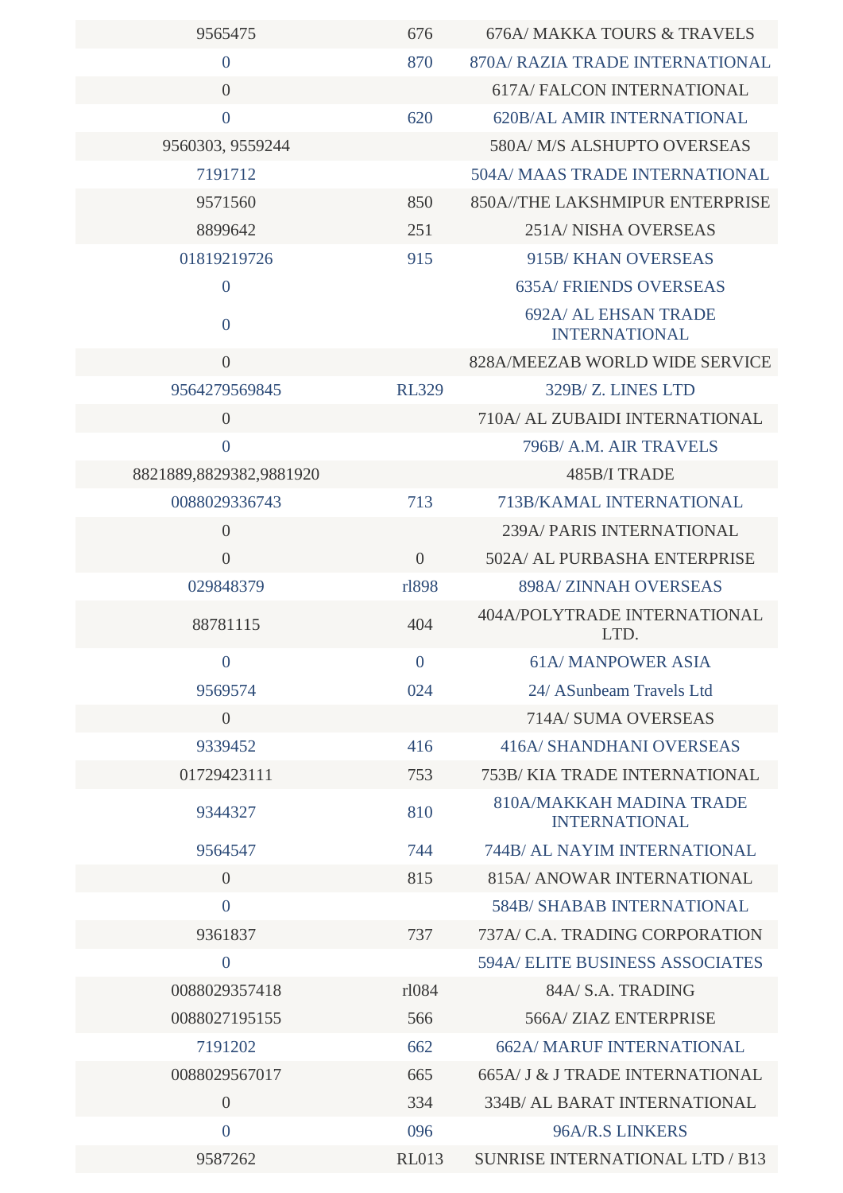| | | |
|---|---|---|
| 9565475 | 676 | 676A/ MAKKA TOURS & TRAVELS |
| 0 | 870 | 870A/ RAZIA TRADE INTERNATIONAL |
| 0 | | 617A/ FALCON INTERNATIONAL |
| 0 | 620 | 620B/AL AMIR INTERNATIONAL |
| 9560303, 9559244 | | 580A/ M/S ALSHUPTO OVERSEAS |
| 7191712 | | 504A/ MAAS TRADE INTERNATIONAL |
| 9571560 | 850 | 850A//THE LAKSHMIPUR ENTERPRISE |
| 8899642 | 251 | 251A/ NISHA OVERSEAS |
| 01819219726 | 915 | 915B/ KHAN OVERSEAS |
| 0 | | 635A/ FRIENDS OVERSEAS |
| 0 | | 692A/ AL EHSAN TRADE INTERNATIONAL |
| 0 | | 828A/MEEZAB WORLD WIDE SERVICE |
| 9564279569845 | RL329 | 329B/ Z. LINES LTD |
| 0 | | 710A/ AL ZUBAIDI INTERNATIONAL |
| 0 | | 796B/ A.M. AIR TRAVELS |
| 8821889,8829382,9881920 | | 485B/I TRADE |
| 0088029336743 | 713 | 713B/KAMAL INTERNATIONAL |
| 0 | | 239A/ PARIS INTERNATIONAL |
| 0 | 0 | 502A/ AL PURBASHA ENTERPRISE |
| 029848379 | rl898 | 898A/ ZINNAH OVERSEAS |
| 88781115 | 404 | 404A/POLYTRADE INTERNATIONAL LTD. |
| 0 | 0 | 61A/ MANPOWER ASIA |
| 9569574 | 024 | 24/ ASunbeam Travels Ltd |
| 0 | | 714A/ SUMA OVERSEAS |
| 9339452 | 416 | 416A/ SHANDHANI OVERSEAS |
| 01729423111 | 753 | 753B/ KIA TRADE INTERNATIONAL |
| 9344327 | 810 | 810A/MAKKAH MADINA TRADE INTERNATIONAL |
| 9564547 | 744 | 744B/ AL NAYIM INTERNATIONAL |
| 0 | 815 | 815A/ ANOWAR INTERNATIONAL |
| 0 | | 584B/ SHABAB INTERNATIONAL |
| 9361837 | 737 | 737A/ C.A. TRADING CORPORATION |
| 0 | | 594A/ ELITE BUSINESS ASSOCIATES |
| 0088029357418 | rl084 | 84A/ S.A. TRADING |
| 0088027195155 | 566 | 566A/ ZIAZ ENTERPRISE |
| 7191202 | 662 | 662A/ MARUF INTERNATIONAL |
| 0088029567017 | 665 | 665A/ J & J TRADE INTERNATIONAL |
| 0 | 334 | 334B/ AL BARAT INTERNATIONAL |
| 0 | 096 | 96A/R.S LINKERS |
| 9587262 | RL013 | SUNRISE INTERNATIONAL LTD / B13 |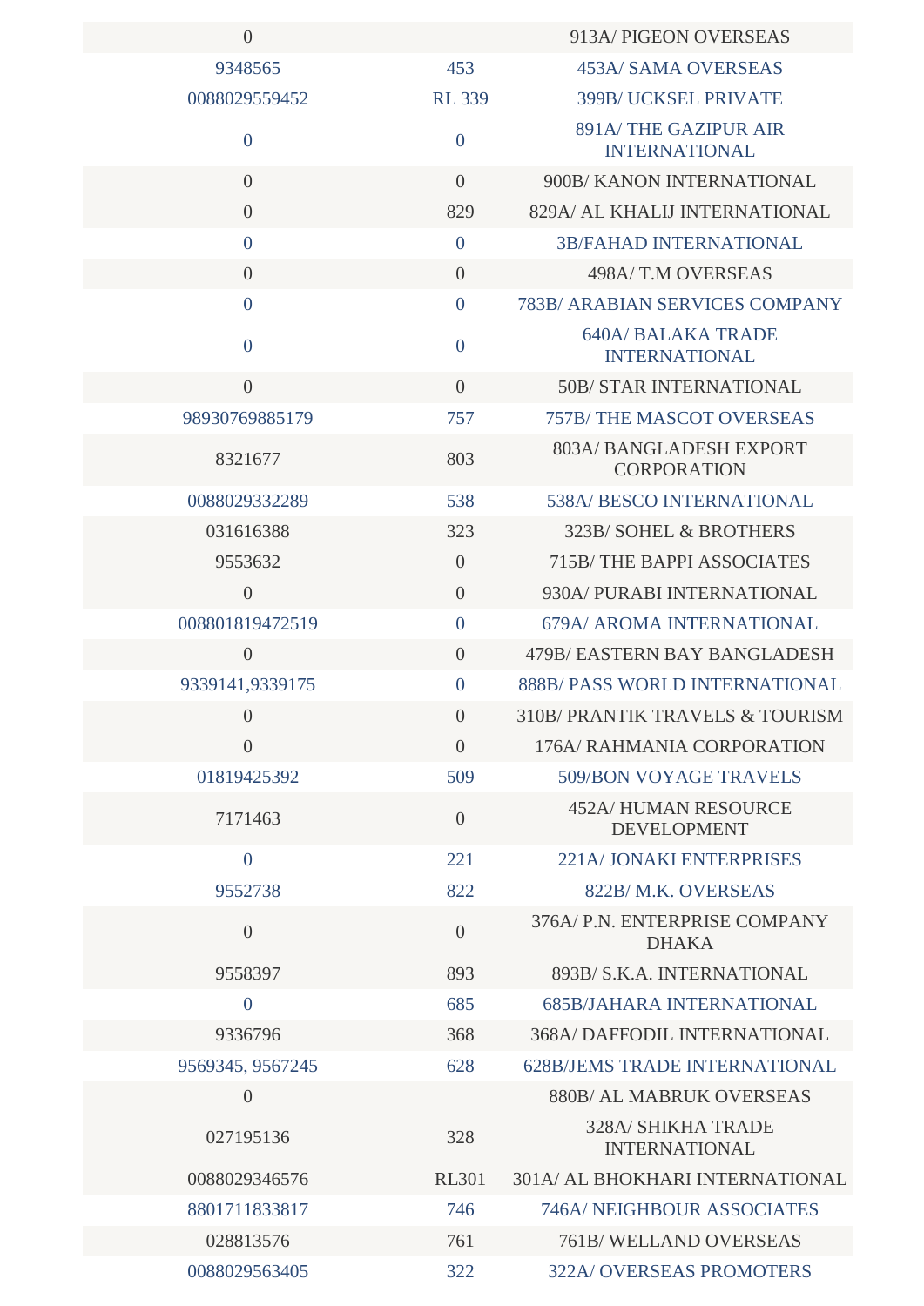| | | |
|---|---|---|
| 0 | | 913A/ PIGEON OVERSEAS |
| 9348565 | 453 | 453A/ SAMA OVERSEAS |
| 0088029559452 | RL 339 | 399B/ UCKSEL PRIVATE |
| 0 | 0 | 891A/ THE GAZIPUR AIR INTERNATIONAL |
| 0 | 0 | 900B/ KANON INTERNATIONAL |
| 0 | 829 | 829A/ AL KHALIJ INTERNATIONAL |
| 0 | 0 | 3B/FAHAD INTERNATIONAL |
| 0 | 0 | 498A/ T.M OVERSEAS |
| 0 | 0 | 783B/ ARABIAN SERVICES COMPANY |
| 0 | 0 | 640A/ BALAKA TRADE INTERNATIONAL |
| 0 | 0 | 50B/ STAR INTERNATIONAL |
| 98930769885179 | 757 | 757B/ THE MASCOT OVERSEAS |
| 8321677 | 803 | 803A/ BANGLADESH EXPORT CORPORATION |
| 0088029332289 | 538 | 538A/ BESCO INTERNATIONAL |
| 031616388 | 323 | 323B/ SOHEL & BROTHERS |
| 9553632 | 0 | 715B/ THE BAPPI ASSOCIATES |
| 0 | 0 | 930A/ PURABI INTERNATIONAL |
| 008801819472519 | 0 | 679A/ AROMA INTERNATIONAL |
| 0 | 0 | 479B/ EASTERN BAY BANGLADESH |
| 9339141,9339175 | 0 | 888B/ PASS WORLD INTERNATIONAL |
| 0 | 0 | 310B/ PRANTIK TRAVELS & TOURISM |
| 0 | 0 | 176A/ RAHMANIA CORPORATION |
| 01819425392 | 509 | 509/BON VOYAGE TRAVELS |
| 7171463 | 0 | 452A/ HUMAN RESOURCE DEVELOPMENT |
| 0 | 221 | 221A/ JONAKI ENTERPRISES |
| 9552738 | 822 | 822B/ M.K. OVERSEAS |
| 0 | 0 | 376A/ P.N. ENTERPRISE COMPANY DHAKA |
| 9558397 | 893 | 893B/ S.K.A. INTERNATIONAL |
| 0 | 685 | 685B/JAHARA INTERNATIONAL |
| 9336796 | 368 | 368A/ DAFFODIL INTERNATIONAL |
| 9569345, 9567245 | 628 | 628B/JEMS TRADE INTERNATIONAL |
| 0 | | 880B/ AL MABRUK OVERSEAS |
| 027195136 | 328 | 328A/ SHIKHA TRADE INTERNATIONAL |
| 0088029346576 | RL301 | 301A/ AL BHOKHARI INTERNATIONAL |
| 8801711833817 | 746 | 746A/ NEIGHBOUR ASSOCIATES |
| 028813576 | 761 | 761B/ WELLAND OVERSEAS |
| 0088029563405 | 322 | 322A/ OVERSEAS PROMOTERS |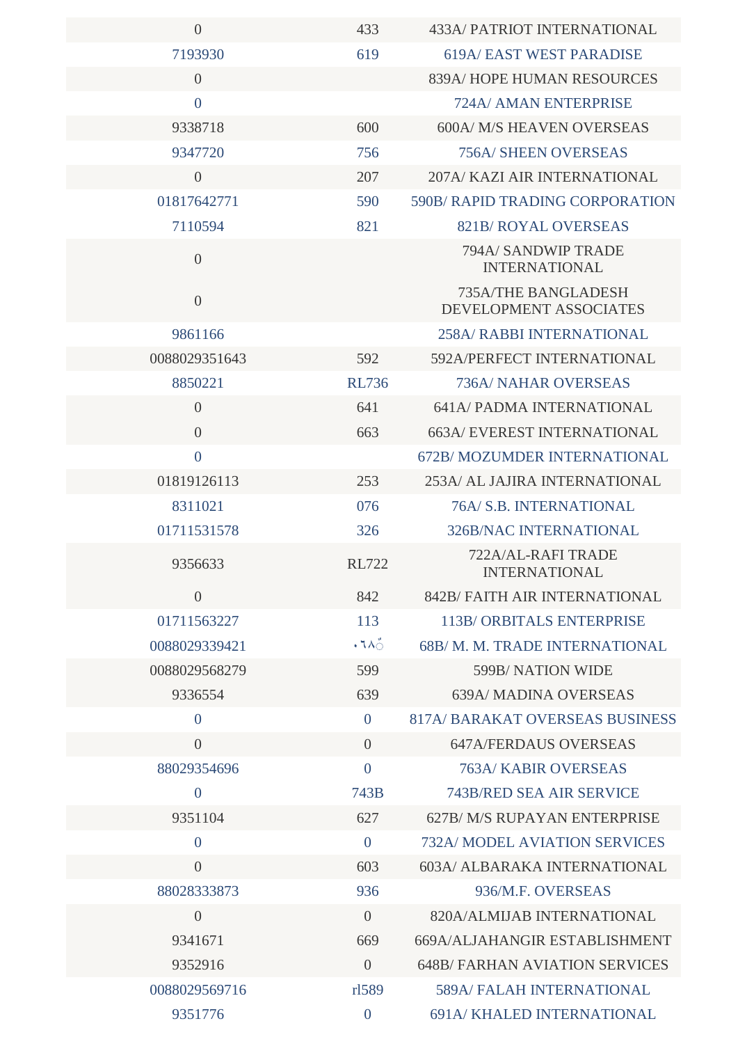| | | |
|---|---|---|
| 0 | 433 | 433A/ PATRIOT INTERNATIONAL |
| 7193930 | 619 | 619A/ EAST WEST PARADISE |
| 0 | | 839A/ HOPE HUMAN RESOURCES |
| 0 | | 724A/ AMAN ENTERPRISE |
| 9338718 | 600 | 600A/ M/S HEAVEN OVERSEAS |
| 9347720 | 756 | 756A/ SHEEN OVERSEAS |
| 0 | 207 | 207A/ KAZI AIR INTERNATIONAL |
| 01817642771 | 590 | 590B/ RAPID TRADING CORPORATION |
| 7110594 | 821 | 821B/ ROYAL OVERSEAS |
| 0 | | 794A/ SANDWIP TRADE INTERNATIONAL |
| 0 | | 735A/THE BANGLADESH DEVELOPMENT ASSOCIATES |
| 9861166 | | 258A/ RABBI INTERNATIONAL |
| 0088029351643 | 592 | 592A/PERFECT INTERNATIONAL |
| 8850221 | RL736 | 736A/ NAHAR OVERSEAS |
| 0 | 641 | 641A/ PADMA INTERNATIONAL |
| 0 | 663 | 663A/ EVEREST INTERNATIONAL |
| 0 | | 672B/ MOZUMDER INTERNATIONAL |
| 01819126113 | 253 | 253A/ AL JAJIRA INTERNATIONAL |
| 8311021 | 076 | 76A/ S.B. INTERNATIONAL |
| 01711531578 | 326 | 326B/NAC INTERNATIONAL |
| 9356633 | RL722 | 722A/AL-RAFI TRADE INTERNATIONAL |
| 0 | 842 | 842B/ FAITH AIR INTERNATIONAL |
| 01711563227 | 113 | 113B/ ORBITALS ENTERPRISE |
| 0088029339421 | ٠٦٨ً | 68B/ M. M. TRADE INTERNATIONAL |
| 0088029568279 | 599 | 599B/ NATION WIDE |
| 9336554 | 639 | 639A/ MADINA OVERSEAS |
| 0 | 0 | 817A/ BARAKAT OVERSEAS BUSINESS |
| 0 | 0 | 647A/FERDAUS OVERSEAS |
| 88029354696 | 0 | 763A/ KABIR OVERSEAS |
| 0 | 743B | 743B/RED SEA AIR SERVICE |
| 9351104 | 627 | 627B/ M/S RUPAYAN ENTERPRISE |
| 0 | 0 | 732A/ MODEL AVIATION SERVICES |
| 0 | 603 | 603A/ ALBARAKA INTERNATIONAL |
| 88028333873 | 936 | 936/M.F. OVERSEAS |
| 0 | 0 | 820A/ALMIJAB INTERNATIONAL |
| 9341671 | 669 | 669A/ALJAHANGIR ESTABLISHMENT |
| 9352916 | 0 | 648B/ FARHAN AVIATION SERVICES |
| 0088029569716 | rl589 | 589A/ FALAH INTERNATIONAL |
| 9351776 | 0 | 691A/ KHALED INTERNATIONAL |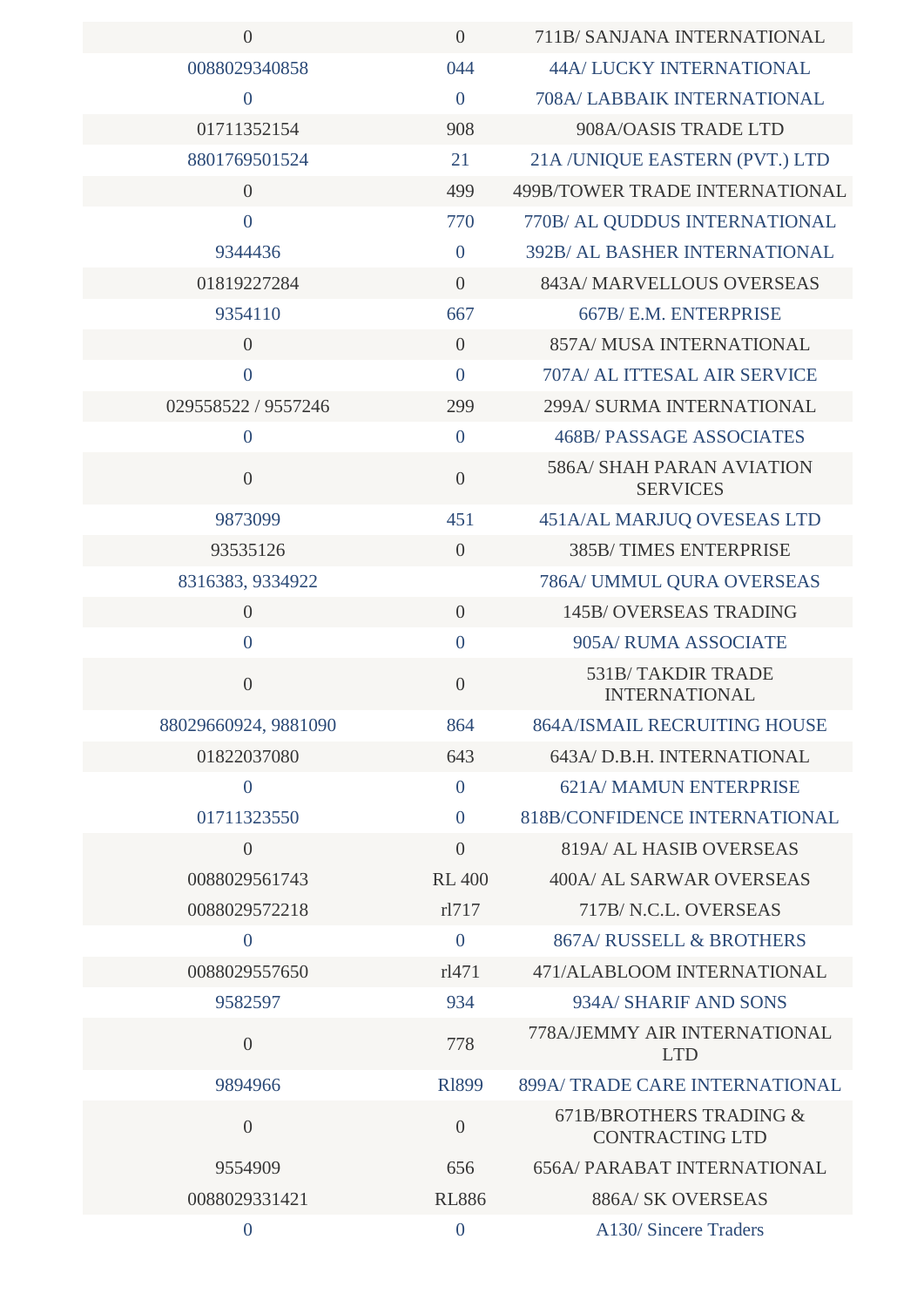| | | |
|---|---|---|
| 0 | 0 | 711B/ SANJANA INTERNATIONAL |
| 0088029340858 | 044 | 44A/ LUCKY INTERNATIONAL |
| 0 | 0 | 708A/ LABBAIK INTERNATIONAL |
| 01711352154 | 908 | 908A/OASIS TRADE LTD |
| 8801769501524 | 21 | 21A /UNIQUE EASTERN (PVT.) LTD |
| 0 | 499 | 499B/TOWER TRADE INTERNATIONAL |
| 0 | 770 | 770B/ AL QUDDUS INTERNATIONAL |
| 9344436 | 0 | 392B/ AL BASHER INTERNATIONAL |
| 01819227284 | 0 | 843A/ MARVELLOUS OVERSEAS |
| 9354110 | 667 | 667B/ E.M. ENTERPRISE |
| 0 | 0 | 857A/ MUSA INTERNATIONAL |
| 0 | 0 | 707A/ AL ITTESAL AIR SERVICE |
| 029558522 / 9557246 | 299 | 299A/ SURMA INTERNATIONAL |
| 0 | 0 | 468B/ PASSAGE ASSOCIATES |
| 0 | 0 | 586A/ SHAH PARAN AVIATION SERVICES |
| 9873099 | 451 | 451A/AL MARJUQ OVESEAS LTD |
| 93535126 | 0 | 385B/ TIMES ENTERPRISE |
| 8316383, 9334922 | | 786A/ UMMUL QURA OVERSEAS |
| 0 | 0 | 145B/ OVERSEAS TRADING |
| 0 | 0 | 905A/ RUMA ASSOCIATE |
| 0 | 0 | 531B/ TAKDIR TRADE INTERNATIONAL |
| 88029660924, 9881090 | 864 | 864A/ISMAIL RECRUITING HOUSE |
| 01822037080 | 643 | 643A/ D.B.H. INTERNATIONAL |
| 0 | 0 | 621A/ MAMUN ENTERPRISE |
| 01711323550 | 0 | 818B/CONFIDENCE INTERNATIONAL |
| 0 | 0 | 819A/ AL HASIB OVERSEAS |
| 0088029561743 | RL 400 | 400A/ AL SARWAR OVERSEAS |
| 0088029572218 | rl717 | 717B/ N.C.L. OVERSEAS |
| 0 | 0 | 867A/ RUSSELL & BROTHERS |
| 0088029557650 | rl471 | 471/ALABLOOM INTERNATIONAL |
| 9582597 | 934 | 934A/ SHARIF AND SONS |
| 0 | 778 | 778A/JEMMY AIR INTERNATIONAL LTD |
| 9894966 | Rl899 | 899A/ TRADE CARE INTERNATIONAL |
| 0 | 0 | 671B/BROTHERS TRADING & CONTRACTING LTD |
| 9554909 | 656 | 656A/ PARABAT INTERNATIONAL |
| 0088029331421 | RL886 | 886A/ SK OVERSEAS |
| 0 | 0 | A130/ Sincere Traders |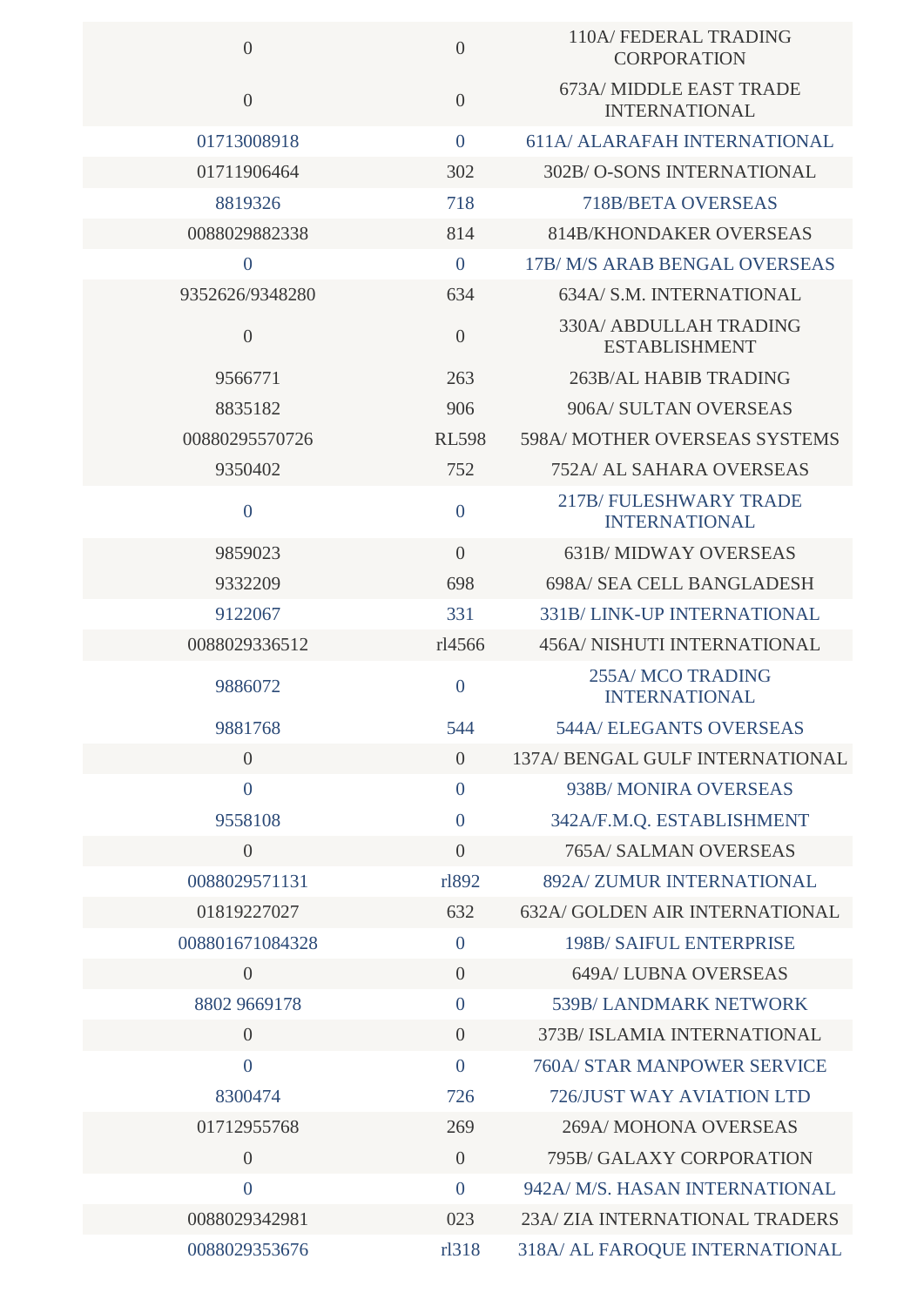| | | |
|---|---|---|
| 0 | 0 | 110A/ FEDERAL TRADING CORPORATION |
| 0 | 0 | 673A/ MIDDLE EAST TRADE INTERNATIONAL |
| 01713008918 | 0 | 611A/ ALARAFAH INTERNATIONAL |
| 01711906464 | 302 | 302B/ O-SONS INTERNATIONAL |
| 8819326 | 718 | 718B/BETA OVERSEAS |
| 0088029882338 | 814 | 814B/KHONDAKER OVERSEAS |
| 0 | 0 | 17B/ M/S ARAB BENGAL OVERSEAS |
| 9352626/9348280 | 634 | 634A/ S.M. INTERNATIONAL |
| 0 | 0 | 330A/ ABDULLAH TRADING ESTABLISHMENT |
| 9566771 | 263 | 263B/AL HABIB TRADING |
| 8835182 | 906 | 906A/ SULTAN OVERSEAS |
| 00880295570726 | RL598 | 598A/ MOTHER OVERSEAS SYSTEMS |
| 9350402 | 752 | 752A/ AL SAHARA OVERSEAS |
| 0 | 0 | 217B/ FULESHWARY TRADE INTERNATIONAL |
| 9859023 | 0 | 631B/ MIDWAY OVERSEAS |
| 9332209 | 698 | 698A/ SEA CELL BANGLADESH |
| 9122067 | 331 | 331B/ LINK-UP INTERNATIONAL |
| 0088029336512 | rl4566 | 456A/ NISHUTI INTERNATIONAL |
| 9886072 | 0 | 255A/ MCO TRADING INTERNATIONAL |
| 9881768 | 544 | 544A/ ELEGANTS OVERSEAS |
| 0 | 0 | 137A/ BENGAL GULF INTERNATIONAL |
| 0 | 0 | 938B/ MONIRA OVERSEAS |
| 9558108 | 0 | 342A/F.M.Q. ESTABLISHMENT |
| 0 | 0 | 765A/ SALMAN OVERSEAS |
| 0088029571131 | rl892 | 892A/ ZUMUR INTERNATIONAL |
| 01819227027 | 632 | 632A/ GOLDEN AIR INTERNATIONAL |
| 008801671084328 | 0 | 198B/ SAIFUL ENTERPRISE |
| 0 | 0 | 649A/ LUBNA OVERSEAS |
| 8802 9669178 | 0 | 539B/ LANDMARK NETWORK |
| 0 | 0 | 373B/ ISLAMIA INTERNATIONAL |
| 0 | 0 | 760A/ STAR MANPOWER SERVICE |
| 8300474 | 726 | 726/JUST WAY AVIATION LTD |
| 01712955768 | 269 | 269A/ MOHONA OVERSEAS |
| 0 | 0 | 795B/ GALAXY CORPORATION |
| 0 | 0 | 942A/ M/S. HASAN INTERNATIONAL |
| 0088029342981 | 023 | 23A/ ZIA INTERNATIONAL TRADERS |
| 0088029353676 | rl318 | 318A/ AL FAROQUE INTERNATIONAL |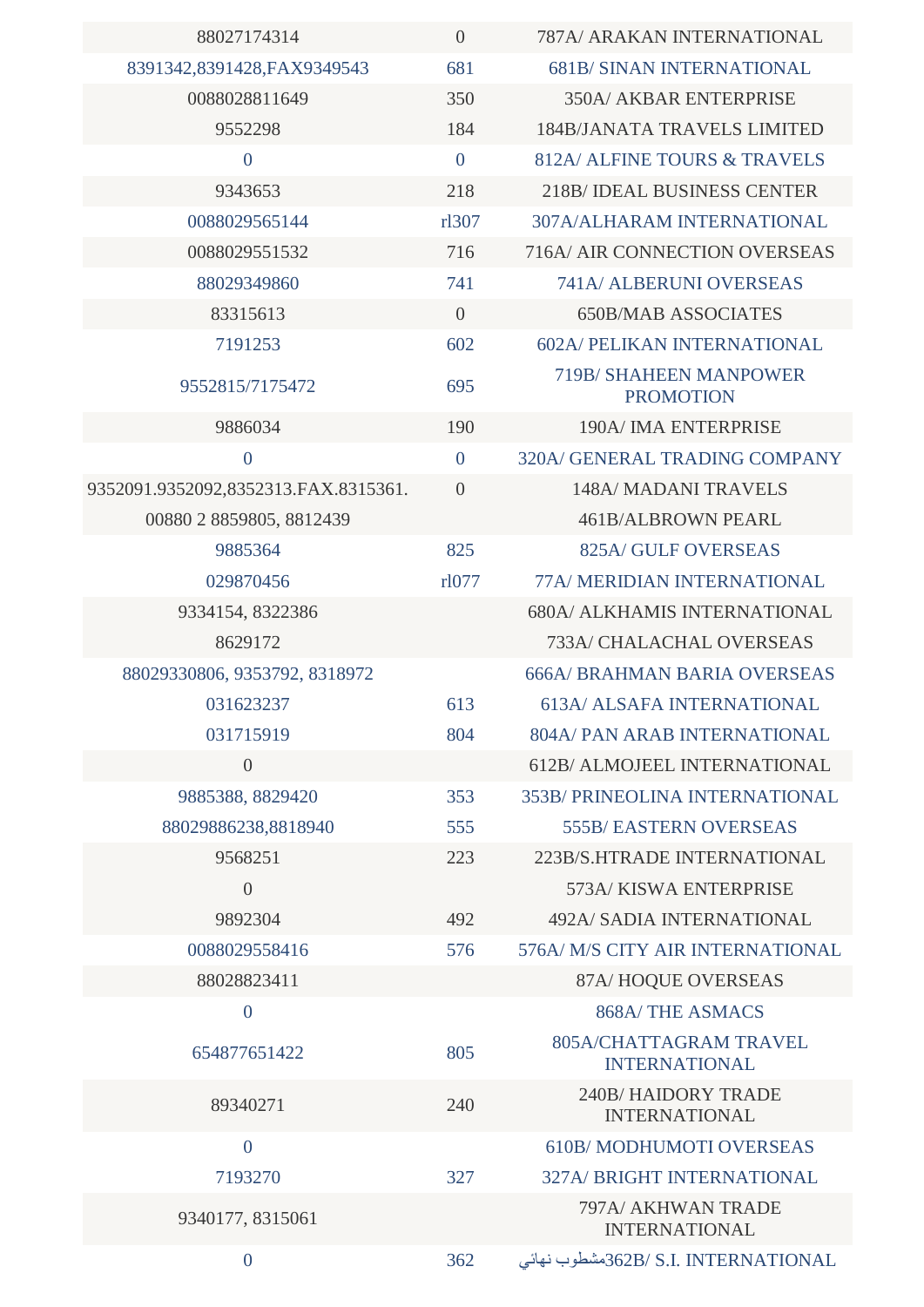| | | |
|---|---|---|
| 88027174314 | 0 | 787A/ ARAKAN INTERNATIONAL |
| 8391342,8391428,FAX9349543 | 681 | 681B/ SINAN INTERNATIONAL |
| 0088028811649 | 350 | 350A/ AKBAR ENTERPRISE |
| 9552298 | 184 | 184B/JANATA TRAVELS LIMITED |
| 0 | 0 | 812A/ ALFINE TOURS & TRAVELS |
| 9343653 | 218 | 218B/ IDEAL BUSINESS CENTER |
| 0088029565144 | rl307 | 307A/ALHARAM INTERNATIONAL |
| 0088029551532 | 716 | 716A/ AIR CONNECTION OVERSEAS |
| 88029349860 | 741 | 741A/ ALBERUNI OVERSEAS |
| 83315613 | 0 | 650B/MAB ASSOCIATES |
| 7191253 | 602 | 602A/ PELIKAN INTERNATIONAL |
| 9552815/7175472 | 695 | 719B/ SHAHEEN MANPOWER PROMOTION |
| 9886034 | 190 | 190A/ IMA ENTERPRISE |
| 0 | 0 | 320A/ GENERAL TRADING COMPANY |
| 9352091.9352092,8352313.FAX.8315361. | 0 | 148A/ MADANI TRAVELS |
| 00880 2 8859805, 8812439 | | 461B/ALBROWN PEARL |
| 9885364 | 825 | 825A/ GULF OVERSEAS |
| 029870456 | rl077 | 77A/ MERIDIAN INTERNATIONAL |
| 9334154, 8322386 | | 680A/ ALKHAMIS INTERNATIONAL |
| 8629172 | | 733A/ CHALACHAL OVERSEAS |
| 88029330806, 9353792, 8318972 | | 666A/ BRAHMAN BARIA OVERSEAS |
| 031623237 | 613 | 613A/ ALSAFA INTERNATIONAL |
| 031715919 | 804 | 804A/ PAN ARAB INTERNATIONAL |
| 0 | | 612B/ ALMOJEEL INTERNATIONAL |
| 9885388, 8829420 | 353 | 353B/ PRINEOLINA INTERNATIONAL |
| 88029886238,8818940 | 555 | 555B/ EASTERN OVERSEAS |
| 9568251 | 223 | 223B/S.HTRADE INTERNATIONAL |
| 0 | | 573A/ KISWA ENTERPRISE |
| 9892304 | 492 | 492A/ SADIA INTERNATIONAL |
| 0088029558416 | 576 | 576A/ M/S CITY AIR INTERNATIONAL |
| 88028823411 | | 87A/ HOQUE OVERSEAS |
| 0 | | 868A/ THE ASMACS |
| 654877651422 | 805 | 805A/CHATTAGRAM TRAVEL INTERNATIONAL |
| 89340271 | 240 | 240B/ HAIDORY TRADE INTERNATIONAL |
| 0 | | 610B/ MODHUMOTI OVERSEAS |
| 7193270 | 327 | 327A/ BRIGHT INTERNATIONAL |
| 9340177, 8315061 | | 797A/ AKHWAN TRADE INTERNATIONAL |
| 0 | 362 | مشطوب نهائي362B/ S.I. INTERNATIONAL |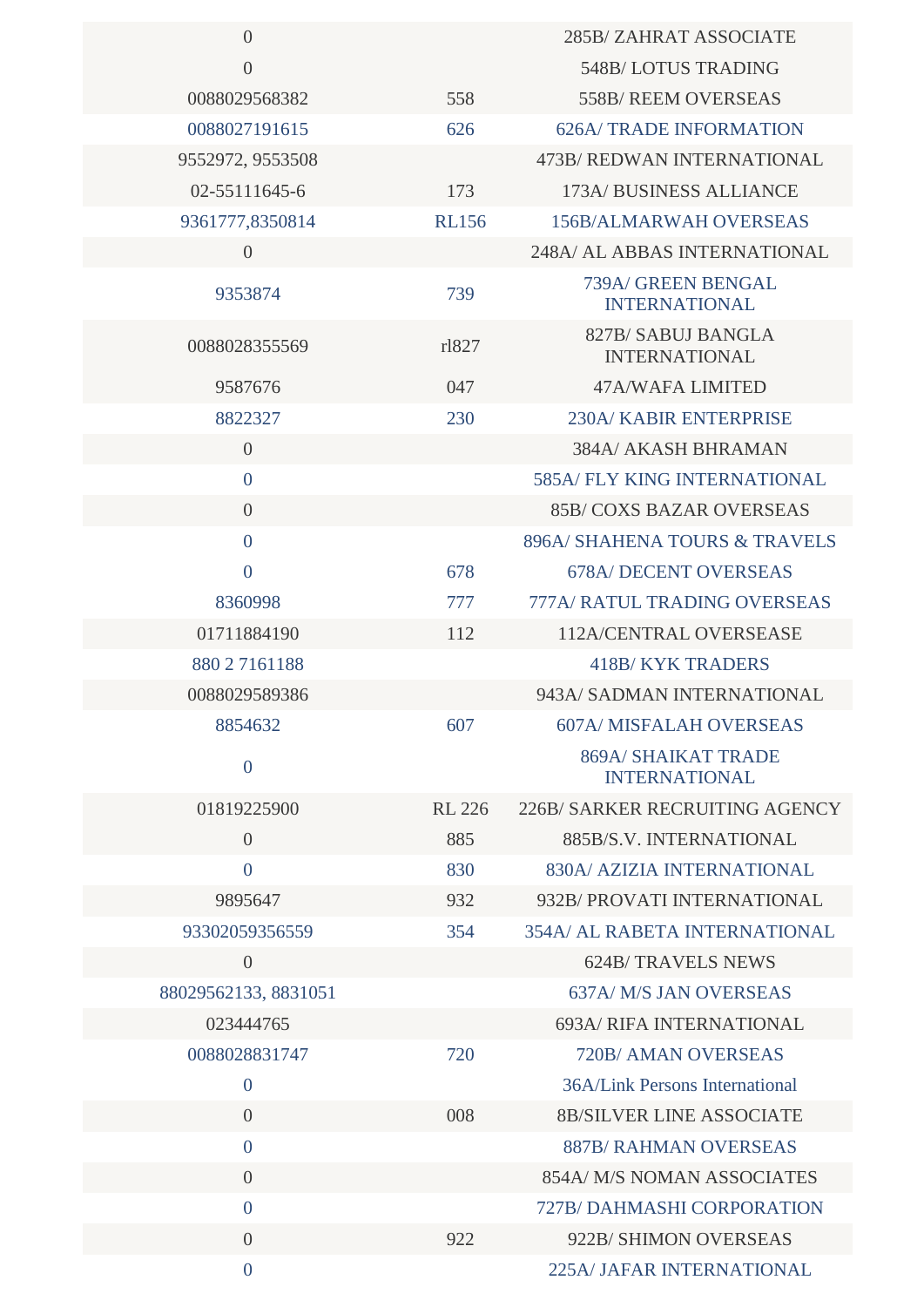| | | |
|---|---|---|
| 0 | | 285B/ ZAHRAT ASSOCIATE |
| 0 | | 548B/ LOTUS TRADING |
| 0088029568382 | 558 | 558B/ REEM OVERSEAS |
| 0088027191615 | 626 | 626A/ TRADE INFORMATION |
| 9552972, 9553508 | | 473B/ REDWAN INTERNATIONAL |
| 02-55111645-6 | 173 | 173A/ BUSINESS ALLIANCE |
| 9361777,8350814 | RL156 | 156B/ALMARWAH OVERSEAS |
| 0 | | 248A/ AL ABBAS INTERNATIONAL |
| 9353874 | 739 | 739A/ GREEN BENGAL INTERNATIONAL |
| 0088028355569 | rl827 | 827B/ SABUJ BANGLA INTERNATIONAL |
| 9587676 | 047 | 47A/WAFA LIMITED |
| 8822327 | 230 | 230A/ KABIR ENTERPRISE |
| 0 | | 384A/ AKASH BHRAMAN |
| 0 | | 585A/ FLY KING INTERNATIONAL |
| 0 | | 85B/ COXS BAZAR OVERSEAS |
| 0 | | 896A/ SHAHENA TOURS & TRAVELS |
| 0 | 678 | 678A/ DECENT OVERSEAS |
| 8360998 | 777 | 777A/ RATUL TRADING OVERSEAS |
| 01711884190 | 112 | 112A/CENTRAL OVERSEASE |
| 880 2 7161188 | | 418B/ KYK TRADERS |
| 0088029589386 | | 943A/ SADMAN INTERNATIONAL |
| 8854632 | 607 | 607A/ MISFALAH OVERSEAS |
| 0 | | 869A/ SHAIKAT TRADE INTERNATIONAL |
| 01819225900 | RL 226 | 226B/ SARKER RECRUITING AGENCY |
| 0 | 885 | 885B/S.V. INTERNATIONAL |
| 0 | 830 | 830A/ AZIZIA INTERNATIONAL |
| 9895647 | 932 | 932B/ PROVATI INTERNATIONAL |
| 93302059356559 | 354 | 354A/ AL RABETA INTERNATIONAL |
| 0 | | 624B/ TRAVELS NEWS |
| 88029562133, 8831051 | | 637A/ M/S JAN OVERSEAS |
| 023444765 | | 693A/ RIFA INTERNATIONAL |
| 0088028831747 | 720 | 720B/ AMAN OVERSEAS |
| 0 | | 36A/Link Persons International |
| 0 | 008 | 8B/SILVER LINE ASSOCIATE |
| 0 | | 887B/ RAHMAN OVERSEAS |
| 0 | | 854A/ M/S NOMAN ASSOCIATES |
| 0 | | 727B/ DAHMASHI CORPORATION |
| 0 | 922 | 922B/ SHIMON OVERSEAS |
| 0 | | 225A/ JAFAR INTERNATIONAL |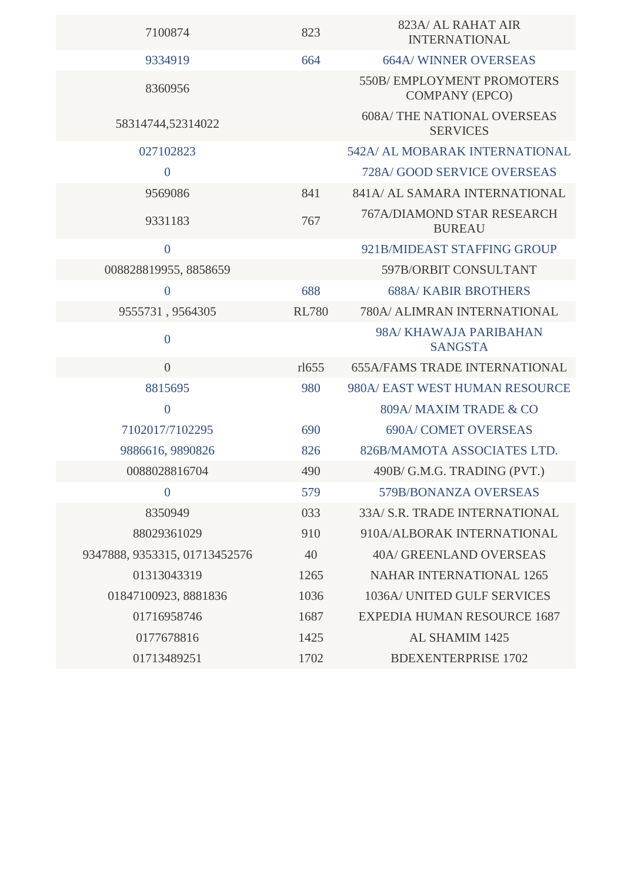| | | |
|---|---|---|
| 7100874 | 823 | 823A/ AL RAHAT AIR INTERNATIONAL |
| 9334919 | 664 | 664A/ WINNER OVERSEAS |
| 8360956 | | 550B/ EMPLOYMENT PROMOTERS COMPANY (EPCO) |
| 58314744,52314022 | | 608A/ THE NATIONAL OVERSEAS SERVICES |
| 027102823 | | 542A/ AL MOBARAK INTERNATIONAL |
| 0 | | 728A/ GOOD SERVICE OVERSEAS |
| 9569086 | 841 | 841A/ AL SAMARA INTERNATIONAL |
| 9331183 | 767 | 767A/DIAMOND STAR RESEARCH BUREAU |
| 0 | | 921B/MIDEAST STAFFING GROUP |
| 008828819955, 8858659 | | 597B/ORBIT CONSULTANT |
| 0 | 688 | 688A/ KABIR BROTHERS |
| 9555731 , 9564305 | RL780 | 780A/ ALIMRAN INTERNATIONAL |
| 0 | | 98A/ KHAWAJA PARIBAHAN SANGSTA |
| 0 | rl655 | 655A/FAMS TRADE INTERNATIONAL |
| 8815695 | 980 | 980A/ EAST WEST HUMAN RESOURCE |
| 0 | | 809A/ MAXIM TRADE & CO |
| 7102017/7102295 | 690 | 690A/ COMET OVERSEAS |
| 9886616, 9890826 | 826 | 826B/MAMOTA ASSOCIATES LTD. |
| 0088028816704 | 490 | 490B/ G.M.G. TRADING (PVT.) |
| 0 | 579 | 579B/BONANZA OVERSEAS |
| 8350949 | 033 | 33A/ S.R. TRADE INTERNATIONAL |
| 88029361029 | 910 | 910A/ALBORAK INTERNATIONAL |
| 9347888, 9353315, 01713452576 | 40 | 40A/ GREENLAND OVERSEAS |
| 01313043319 | 1265 | NAHAR INTERNATIONAL 1265 |
| 01847100923, 8881836 | 1036 | 1036A/ UNITED GULF SERVICES |
| 01716958746 | 1687 | EXPEDIA HUMAN RESOURCE 1687 |
| 0177678816 | 1425 | AL SHAMIM 1425 |
| 01713489251 | 1702 | BDEXENTERPRISE 1702 |